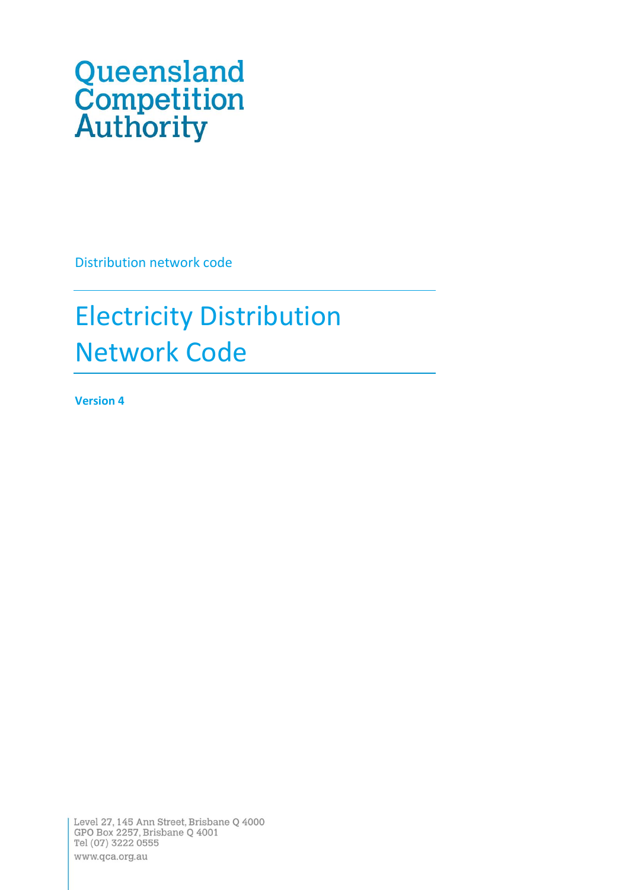Queensland Competition Authority

Distribution network code

# Electricity Distribution Network Code

**Version 4**

Level 27, 145 Ann Street, Brisbane Q 4000
GPO Box 2257, Brisbane Q 4001
Tel (07) 3222 0555
www.qca.org.au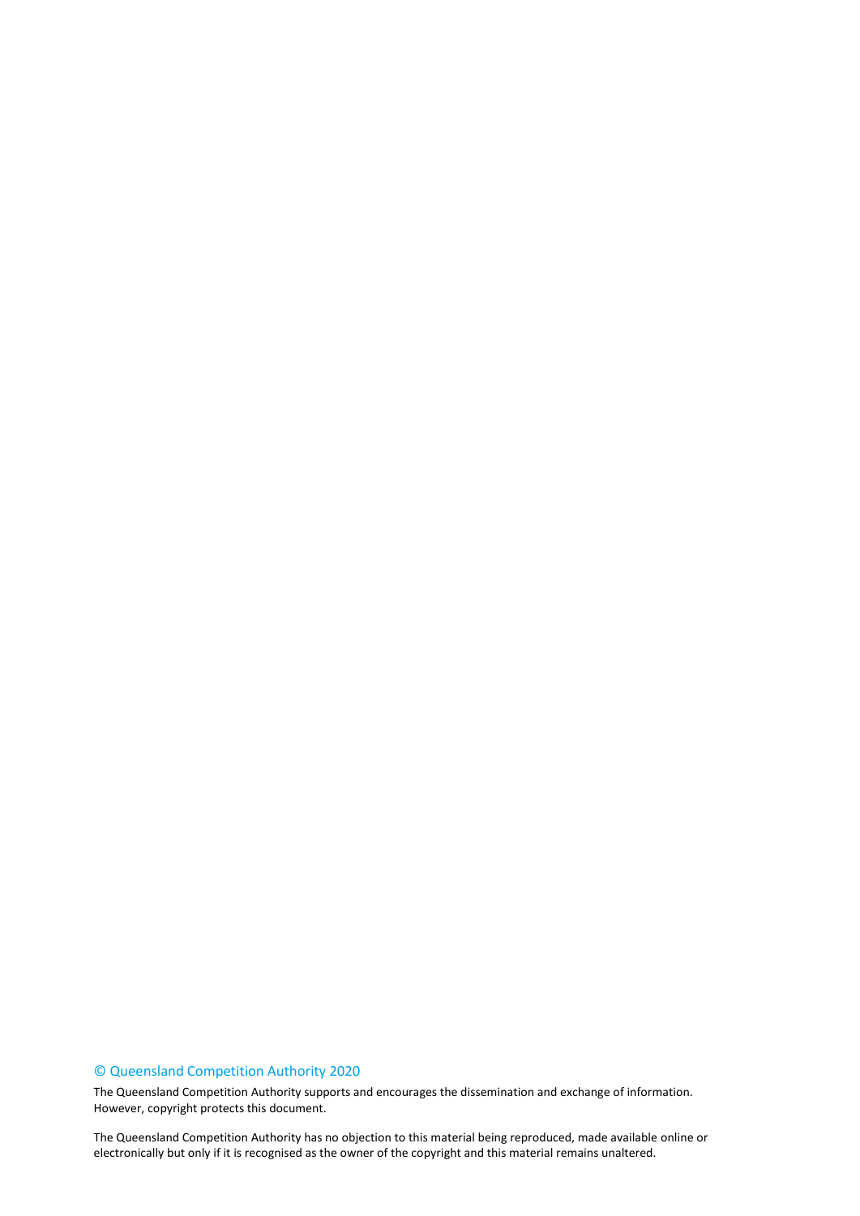© Queensland Competition Authority 2020

The Queensland Competition Authority supports and encourages the dissemination and exchange of information. However, copyright protects this document.

The Queensland Competition Authority has no objection to this material being reproduced, made available online or electronically but only if it is recognised as the owner of the copyright and this material remains unaltered.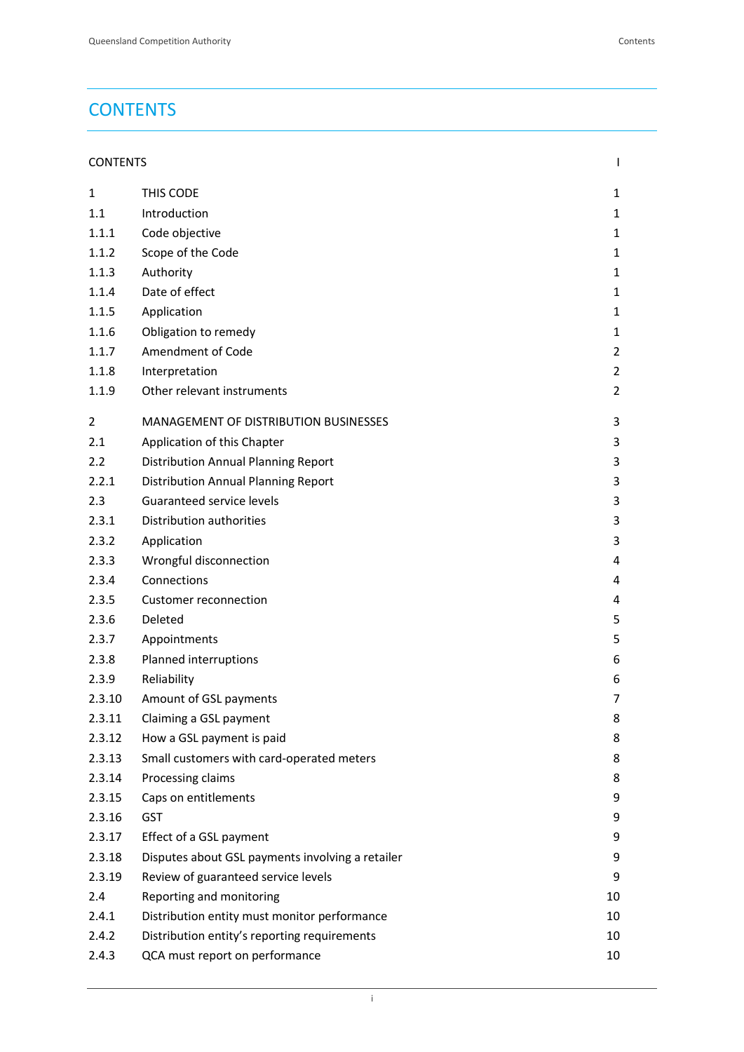# CONTENTS

| | | |
|---|---|---|
| CONTENTS | | I |
| 1 | THIS CODE | 1 |
| 1.1 | Introduction | 1 |
| 1.1.1 | Code objective | 1 |
| 1.1.2 | Scope of the Code | 1 |
| 1.1.3 | Authority | 1 |
| 1.1.4 | Date of effect | 1 |
| 1.1.5 | Application | 1 |
| 1.1.6 | Obligation to remedy | 1 |
| 1.1.7 | Amendment of Code | 2 |
| 1.1.8 | Interpretation | 2 |
| 1.1.9 | Other relevant instruments | 2 |
| 2 | MANAGEMENT OF DISTRIBUTION BUSINESSES | 3 |
| 2.1 | Application of this Chapter | 3 |
| 2.2 | Distribution Annual Planning Report | 3 |
| 2.2.1 | Distribution Annual Planning Report | 3 |
| 2.3 | Guaranteed service levels | 3 |
| 2.3.1 | Distribution authorities | 3 |
| 2.3.2 | Application | 3 |
| 2.3.3 | Wrongful disconnection | 4 |
| 2.3.4 | Connections | 4 |
| 2.3.5 | Customer reconnection | 4 |
| 2.3.6 | Deleted | 5 |
| 2.3.7 | Appointments | 5 |
| 2.3.8 | Planned interruptions | 6 |
| 2.3.9 | Reliability | 6 |
| 2.3.10 | Amount of GSL payments | 7 |
| 2.3.11 | Claiming a GSL payment | 8 |
| 2.3.12 | How a GSL payment is paid | 8 |
| 2.3.13 | Small customers with card-operated meters | 8 |
| 2.3.14 | Processing claims | 8 |
| 2.3.15 | Caps on entitlements | 9 |
| 2.3.16 | GST | 9 |
| 2.3.17 | Effect of a GSL payment | 9 |
| 2.3.18 | Disputes about GSL payments involving a retailer | 9 |
| 2.3.19 | Review of guaranteed service levels | 9 |
| 2.4 | Reporting and monitoring | 10 |
| 2.4.1 | Distribution entity must monitor performance | 10 |
| 2.4.2 | Distribution entity's reporting requirements | 10 |
| 2.4.3 | QCA must report on performance | 10 |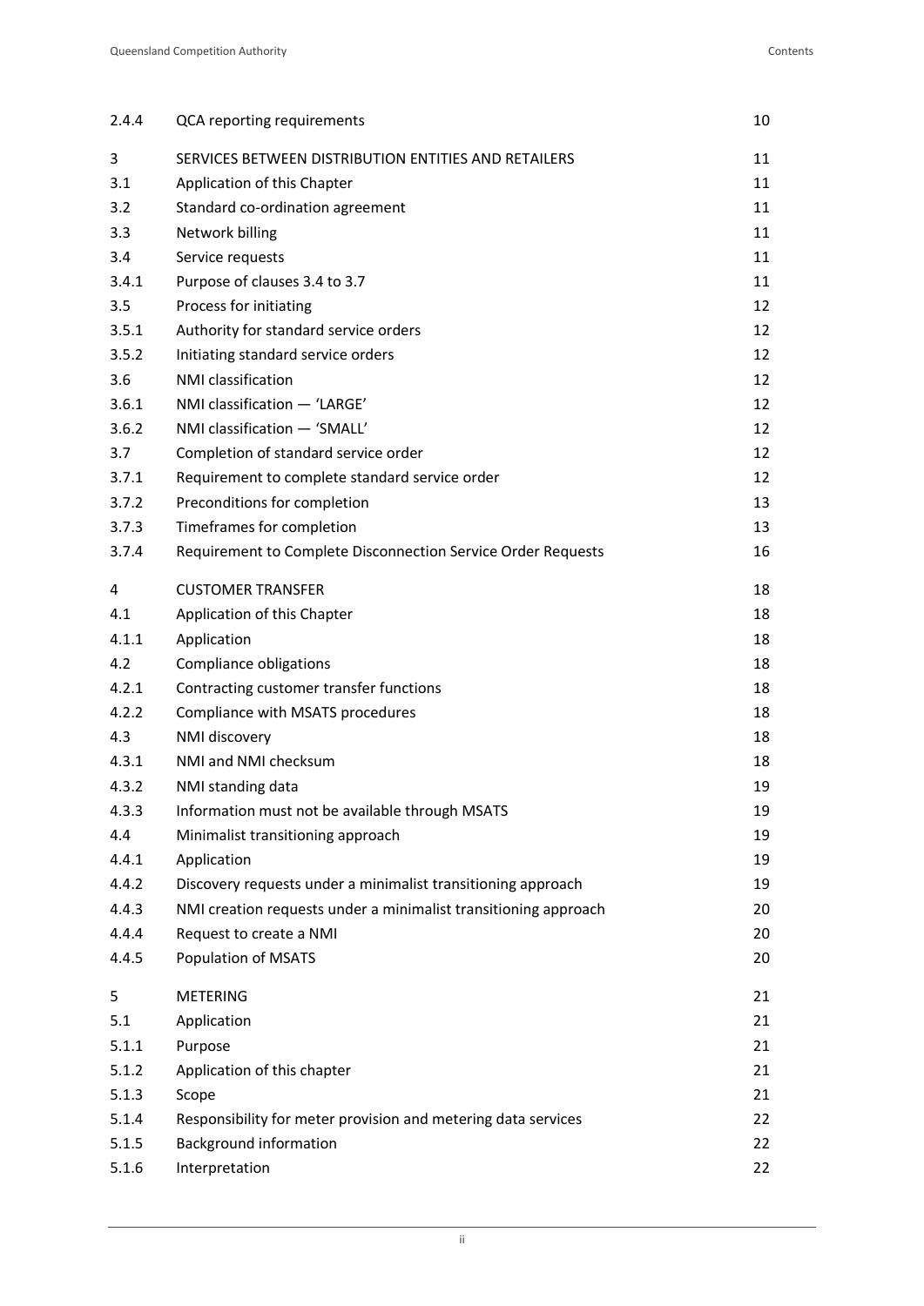| | | |
|---|---|---|
| 2.4.4 | QCA reporting requirements | 10 |
| 3 | SERVICES BETWEEN DISTRIBUTION ENTITIES AND RETAILERS | 11 |
| 3.1 | Application of this Chapter | 11 |
| 3.2 | Standard co-ordination agreement | 11 |
| 3.3 | Network billing | 11 |
| 3.4 | Service requests | 11 |
| 3.4.1 | Purpose of clauses 3.4 to 3.7 | 11 |
| 3.5 | Process for initiating | 12 |
| 3.5.1 | Authority for standard service orders | 12 |
| 3.5.2 | Initiating standard service orders | 12 |
| 3.6 | NMI classification | 12 |
| 3.6.1 | NMI classification — 'LARGE' | 12 |
| 3.6.2 | NMI classification — 'SMALL' | 12 |
| 3.7 | Completion of standard service order | 12 |
| 3.7.1 | Requirement to complete standard service order | 12 |
| 3.7.2 | Preconditions for completion | 13 |
| 3.7.3 | Timeframes for completion | 13 |
| 3.7.4 | Requirement to Complete Disconnection Service Order Requests | 16 |
| 4 | CUSTOMER TRANSFER | 18 |
| 4.1 | Application of this Chapter | 18 |
| 4.1.1 | Application | 18 |
| 4.2 | Compliance obligations | 18 |
| 4.2.1 | Contracting customer transfer functions | 18 |
| 4.2.2 | Compliance with MSATS procedures | 18 |
| 4.3 | NMI discovery | 18 |
| 4.3.1 | NMI and NMI checksum | 18 |
| 4.3.2 | NMI standing data | 19 |
| 4.3.3 | Information must not be available through MSATS | 19 |
| 4.4 | Minimalist transitioning approach | 19 |
| 4.4.1 | Application | 19 |
| 4.4.2 | Discovery requests under a minimalist transitioning approach | 19 |
| 4.4.3 | NMI creation requests under a minimalist transitioning approach | 20 |
| 4.4.4 | Request to create a NMI | 20 |
| 4.4.5 | Population of MSATS | 20 |
| 5 | METERING | 21 |
| 5.1 | Application | 21 |
| 5.1.1 | Purpose | 21 |
| 5.1.2 | Application of this chapter | 21 |
| 5.1.3 | Scope | 21 |
| 5.1.4 | Responsibility for meter provision and metering data services | 22 |
| 5.1.5 | Background information | 22 |
| 5.1.6 | Interpretation | 22 |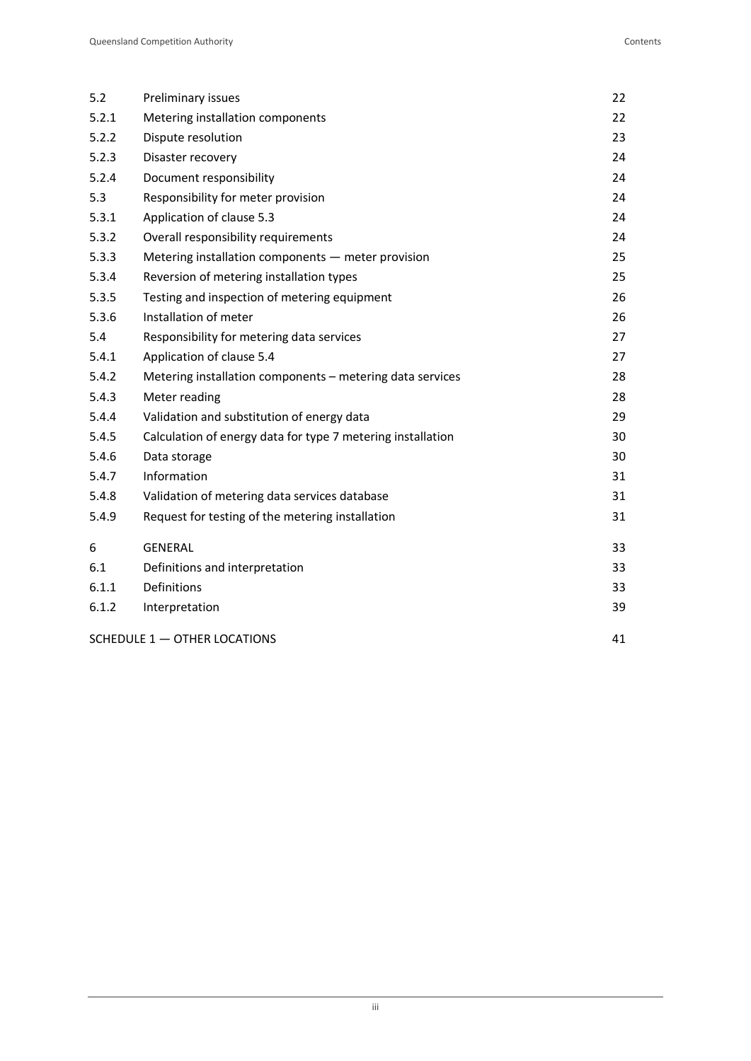| | | |
|---|---|---|
| 5.2 | Preliminary issues | 22 |
| 5.2.1 | Metering installation components | 22 |
| 5.2.2 | Dispute resolution | 23 |
| 5.2.3 | Disaster recovery | 24 |
| 5.2.4 | Document responsibility | 24 |
| 5.3 | Responsibility for meter provision | 24 |
| 5.3.1 | Application of clause 5.3 | 24 |
| 5.3.2 | Overall responsibility requirements | 24 |
| 5.3.3 | Metering installation components — meter provision | 25 |
| 5.3.4 | Reversion of metering installation types | 25 |
| 5.3.5 | Testing and inspection of metering equipment | 26 |
| 5.3.6 | Installation of meter | 26 |
| 5.4 | Responsibility for metering data services | 27 |
| 5.4.1 | Application of clause 5.4 | 27 |
| 5.4.2 | Metering installation components – metering data services | 28 |
| 5.4.3 | Meter reading | 28 |
| 5.4.4 | Validation and substitution of energy data | 29 |
| 5.4.5 | Calculation of energy data for type 7 metering installation | 30 |
| 5.4.6 | Data storage | 30 |
| 5.4.7 | Information | 31 |
| 5.4.8 | Validation of metering data services database | 31 |
| 5.4.9 | Request for testing of the metering installation | 31 |
| 6 | GENERAL | 33 |
| 6.1 | Definitions and interpretation | 33 |
| 6.1.1 | Definitions | 33 |
| 6.1.2 | Interpretation | 39 |
| SCHEDULE 1 — OTHER LOCATIONS | | 41 |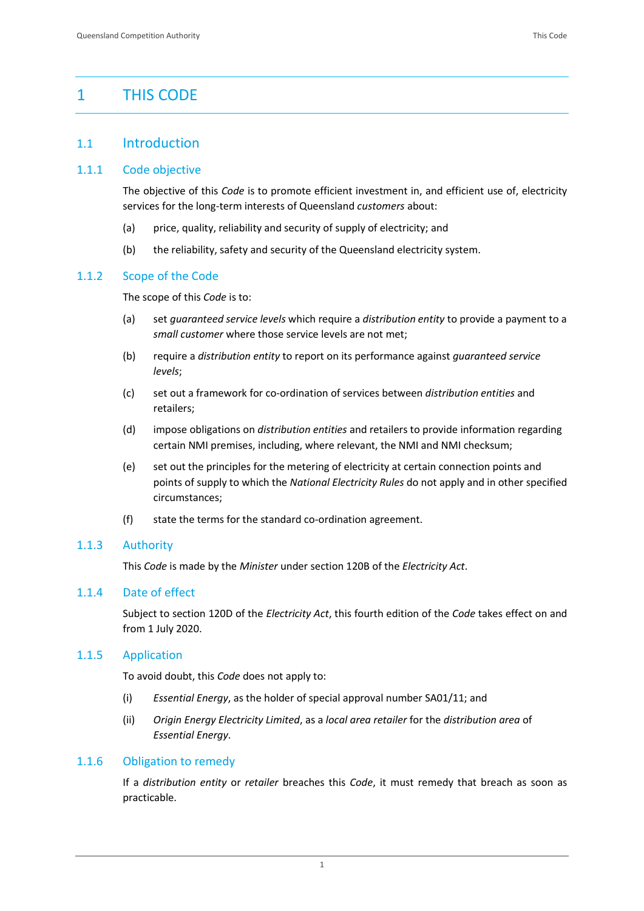# 1 THIS CODE

## 1.1 Introduction

### 1.1.1 Code objective

The objective of this *Code* is to promote efficient investment in, and efficient use of, electricity services for the long-term interests of Queensland *customers* about:

(a) price, quality, reliability and security of supply of electricity; and

(b) the reliability, safety and security of the Queensland electricity system.

### 1.1.2 Scope of the Code

The scope of this *Code* is to:

(a) set *guaranteed service levels* which require a *distribution entity* to provide a payment to a *small customer* where those service levels are not met;

(b) require a *distribution entity* to report on its performance against *guaranteed service levels*;

(c) set out a framework for co-ordination of services between *distribution entities* and retailers;

(d) impose obligations on *distribution entities* and retailers to provide information regarding certain NMI premises, including, where relevant, the NMI and NMI checksum;

(e) set out the principles for the metering of electricity at certain connection points and points of supply to which the *National Electricity Rules* do not apply and in other specified circumstances;

(f) state the terms for the standard co-ordination agreement.

### 1.1.3 Authority

This *Code* is made by the *Minister* under section 120B of the *Electricity Act*.

### 1.1.4 Date of effect

Subject to section 120D of the *Electricity Act*, this fourth edition of the *Code* takes effect on and from 1 July 2020.

### 1.1.5 Application

To avoid doubt, this *Code* does not apply to:

(i) *Essential Energy*, as the holder of special approval number SA01/11; and

(ii) *Origin Energy Electricity Limited*, as a *local area retailer* for the *distribution area* of *Essential Energy*.

### 1.1.6 Obligation to remedy

If a *distribution entity* or *retailer* breaches this *Code*, it must remedy that breach as soon as practicable.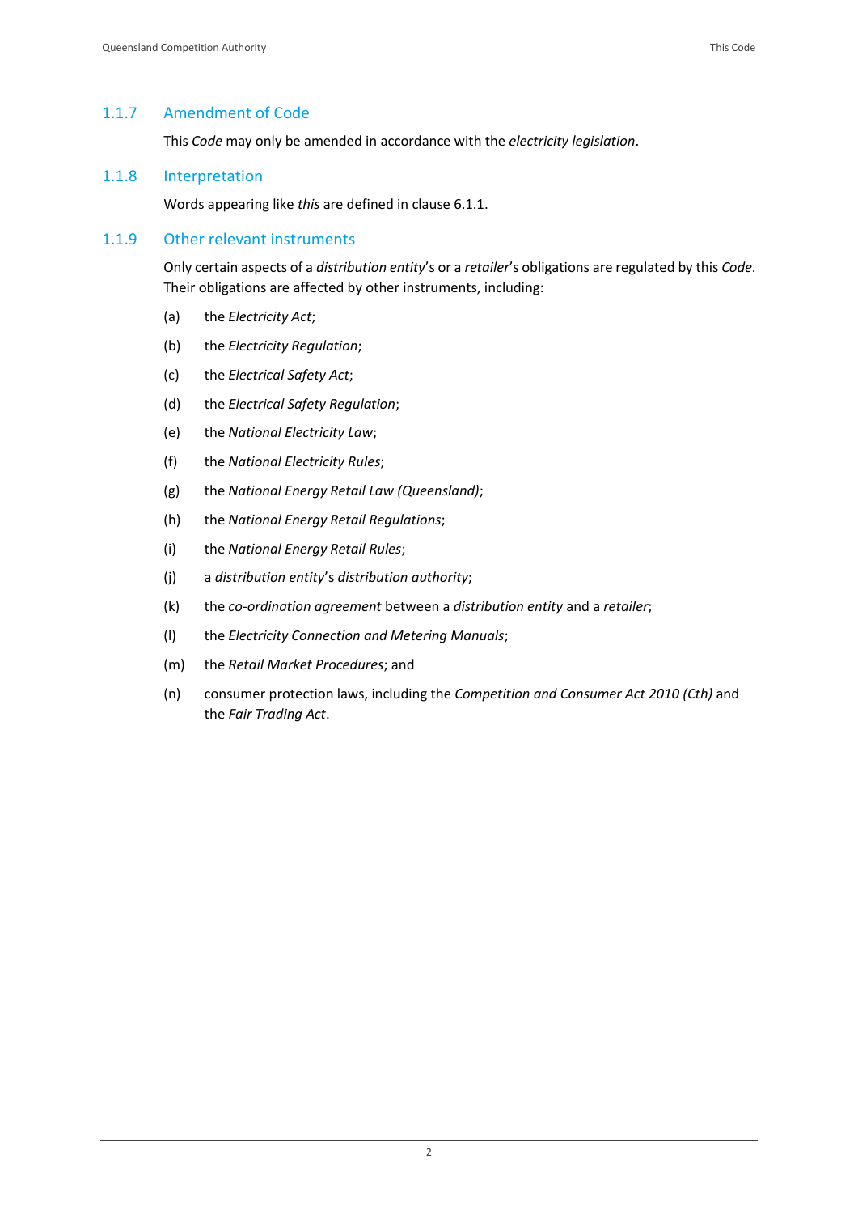### 1.1.7 Amendment of Code

This *Code* may only be amended in accordance with the *electricity legislation*.

### 1.1.8 Interpretation

Words appearing like *this* are defined in clause 6.1.1.

### 1.1.9 Other relevant instruments

Only certain aspects of a *distribution entity*'s or a *retailer*'s obligations are regulated by this *Code*. Their obligations are affected by other instruments, including:

(a) the *Electricity Act*;

(b) the *Electricity Regulation*;

(c) the *Electrical Safety Act*;

(d) the *Electrical Safety Regulation*;

(e) the *National Electricity Law*;

(f) the *National Electricity Rules*;

(g) the *National Energy Retail Law (Queensland)*;

(h) the *National Energy Retail Regulations*;

(i) the *National Energy Retail Rules*;

(j) a *distribution entity*'s *distribution authority*;

(k) the *co-ordination agreement* between a *distribution entity* and a *retailer*;

(l) the *Electricity Connection and Metering Manuals*;

(m) the *Retail Market Procedures*; and

(n) consumer protection laws, including the *Competition and Consumer Act 2010 (Cth)* and the *Fair Trading Act*.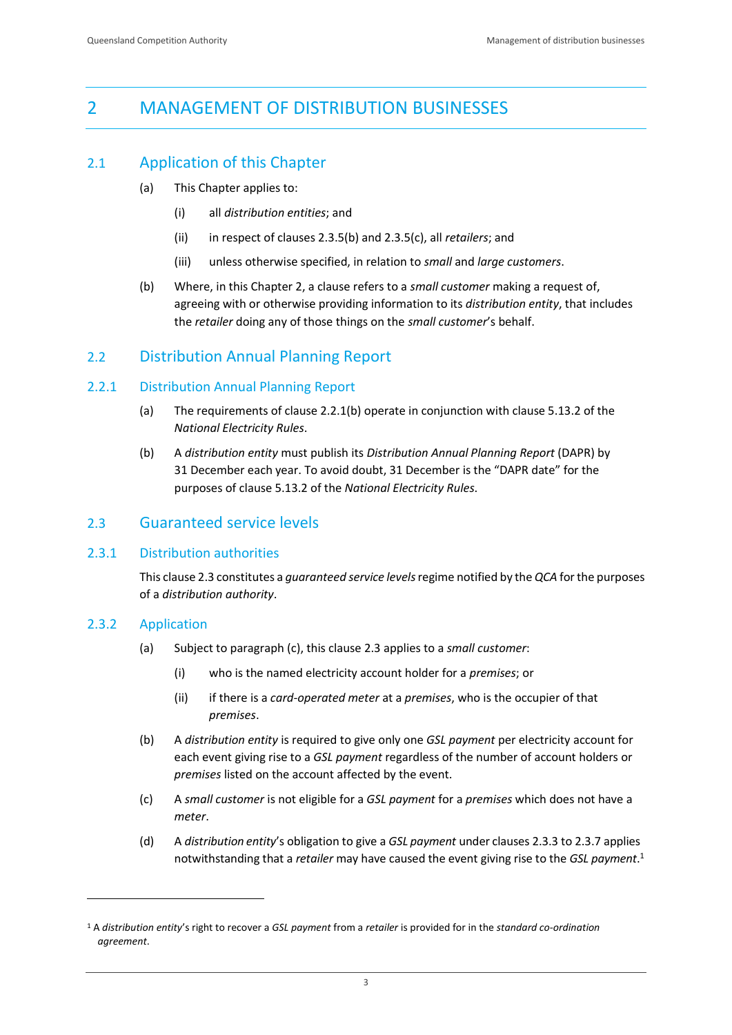# 2 MANAGEMENT OF DISTRIBUTION BUSINESSES

## 2.1 Application of this Chapter

(a) This Chapter applies to:

(i) all *distribution entities*; and

(ii) in respect of clauses 2.3.5(b) and 2.3.5(c), all *retailers*; and

(iii) unless otherwise specified, in relation to *small* and *large customers*.

(b) Where, in this Chapter 2, a clause refers to a *small customer* making a request of, agreeing with or otherwise providing information to its *distribution entity*, that includes the *retailer* doing any of those things on the *small customer*'s behalf.

## 2.2 Distribution Annual Planning Report

### 2.2.1 Distribution Annual Planning Report

(a) The requirements of clause 2.2.1(b) operate in conjunction with clause 5.13.2 of the *National Electricity Rules*.

(b) A *distribution entity* must publish its *Distribution Annual Planning Report* (DAPR) by 31 December each year. To avoid doubt, 31 December is the "DAPR date" for the purposes of clause 5.13.2 of the *National Electricity Rules*.

## 2.3 Guaranteed service levels

### 2.3.1 Distribution authorities

This clause 2.3 constitutes a *guaranteed service levels* regime notified by the *QCA* for the purposes of a *distribution authority*.

### 2.3.2 Application

(a) Subject to paragraph (c), this clause 2.3 applies to a *small customer*:

(i) who is the named electricity account holder for a *premises*; or

(ii) if there is a *card-operated meter* at a *premises*, who is the occupier of that *premises*.

(b) A *distribution entity* is required to give only one *GSL payment* per electricity account for each event giving rise to a *GSL payment* regardless of the number of account holders or *premises* listed on the account affected by the event.

(c) A *small customer* is not eligible for a *GSL payment* for a *premises* which does not have a *meter*.

(d) A *distribution entity*'s obligation to give a *GSL payment* under clauses 2.3.3 to 2.3.7 applies notwithstanding that a *retailer* may have caused the event giving rise to the *GSL payment*.[1]

---

[1] A *distribution entity*'s right to recover a *GSL payment* from a *retailer* is provided for in the *standard co-ordination agreement*.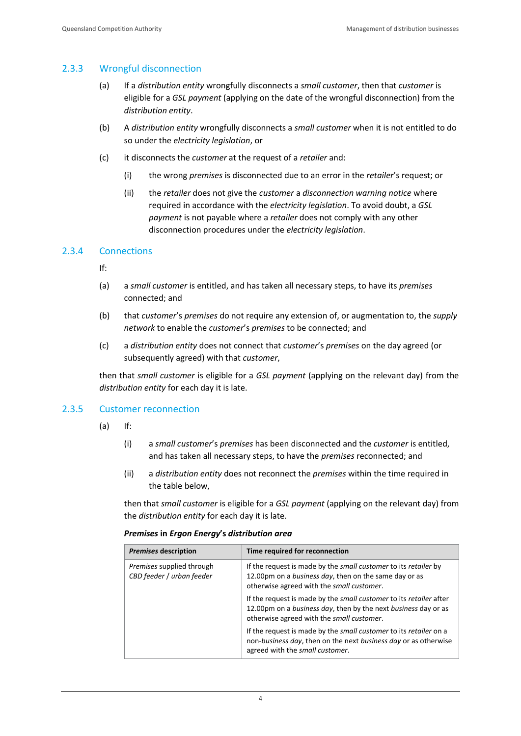### 2.3.3 Wrongful disconnection

(a) If a *distribution entity* wrongfully disconnects a *small customer*, then that *customer* is eligible for a *GSL payment* (applying on the date of the wrongful disconnection) from the *distribution entity*.

(b) A *distribution entity* wrongfully disconnects a *small customer* when it is not entitled to do so under the *electricity legislation*, or

(c) it disconnects the *customer* at the request of a *retailer* and:

(i) the wrong *premises* is disconnected due to an error in the *retailer*'s request; or

(ii) the *retailer* does not give the *customer* a *disconnection warning notice* where required in accordance with the *electricity legislation*. To avoid doubt, a *GSL payment* is not payable where a *retailer* does not comply with any other disconnection procedures under the *electricity legislation*.

### 2.3.4 Connections

If:

(a) a *small customer* is entitled, and has taken all necessary steps, to have its *premises* connected; and

(b) that *customer*'s *premises* do not require any extension of, or augmentation to, the *supply network* to enable the *customer*'s *premises* to be connected; and

(c) a *distribution entity* does not connect that *customer*'s *premises* on the day agreed (or subsequently agreed) with that *customer*,

then that *small customer* is eligible for a *GSL payment* (applying on the relevant day) from the *distribution entity* for each day it is late.

### 2.3.5 Customer reconnection

(a) If:

(i) a *small customer*'s *premises* has been disconnected and the *customer* is entitled, and has taken all necessary steps, to have the *premises* reconnected; and

(ii) a *distribution entity* does not reconnect the *premises* within the time required in the table below,

then that *small customer* is eligible for a *GSL payment* (applying on the relevant day) from the *distribution entity* for each day it is late.

***Premises* in *Ergon Energy*'s *distribution area***

| ***Premises* description** | **Time required for reconnection** |
|---|---|
| *Premises* supplied through *CBD feeder / urban feeder* | If the request is made by the *small customer* to its *retailer* by 12.00pm on a *business day*, then on the same day or as otherwise agreed with the *small customer*.<br><br>If the request is made by the *small customer* to its *retailer* after 12.00pm on a *business day*, then by the next *business* day or as otherwise agreed with the *small customer*.<br><br>If the request is made by the *small customer* to its *retailer* on a non-*business day*, then on the next *business day* or as otherwise agreed with the *small customer*. |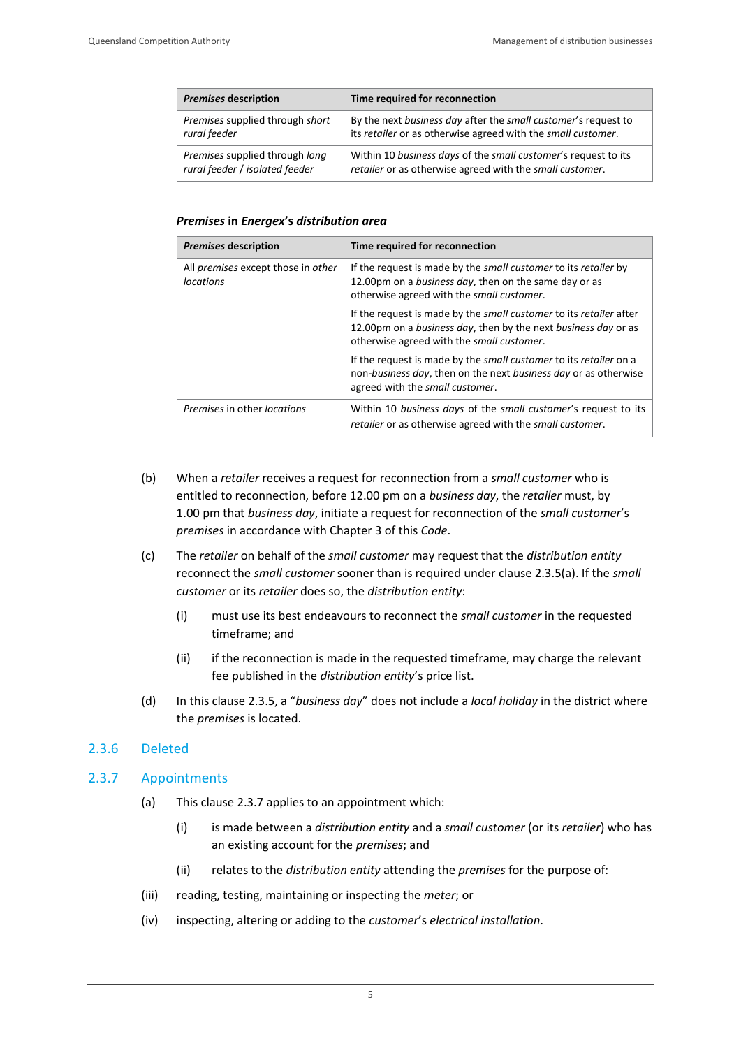| *Premises* description | Time required for reconnection |
|---|---|
| *Premises* supplied through *short rural feeder* | By the next *business day* after the *small customer*'s request to its *retailer* or as otherwise agreed with the *small customer*. |
| *Premises* supplied through *long rural feeder* / *isolated feeder* | Within 10 *business days* of the *small customer*'s request to its *retailer* or as otherwise agreed with the *small customer*. |

***Premises* in *Energex*'s *distribution area***

| *Premises* description | Time required for reconnection |
|---|---|
| All *premises* except those in *other locations* | If the request is made by the *small customer* to its *retailer* by 12.00pm on a *business day*, then on the same day or as otherwise agreed with the *small customer*.<br><br>If the request is made by the *small customer* to its *retailer* after 12.00pm on a *business day*, then by the next *business day* or as otherwise agreed with the *small customer*.<br><br>If the request is made by the *small customer* to its *retailer* on a non-*business day*, then on the next *business day* or as otherwise agreed with the *small customer*. |
| *Premises* in other *locations* | Within 10 *business days* of the *small customer*'s request to its *retailer* or as otherwise agreed with the *small customer*. |

(b) When a *retailer* receives a request for reconnection from a *small customer* who is entitled to reconnection, before 12.00 pm on a *business day*, the *retailer* must, by 1.00 pm that *business day*, initiate a request for reconnection of the *small customer*'s *premises* in accordance with Chapter 3 of this *Code*.

(c) The *retailer* on behalf of the *small customer* may request that the *distribution entity* reconnect the *small customer* sooner than is required under clause 2.3.5(a). If the *small customer* or its *retailer* does so, the *distribution entity*:

(i) must use its best endeavours to reconnect the *small customer* in the requested timeframe; and

(ii) if the reconnection is made in the requested timeframe, may charge the relevant fee published in the *distribution entity*'s price list.

(d) In this clause 2.3.5, a "*business day*" does not include a *local holiday* in the district where the *premises* is located.

### 2.3.6 Deleted

### 2.3.7 Appointments

(a) This clause 2.3.7 applies to an appointment which:

(i) is made between a *distribution entity* and a *small customer* (or its *retailer*) who has an existing account for the *premises*; and

(ii) relates to the *distribution entity* attending the *premises* for the purpose of:

(iii) reading, testing, maintaining or inspecting the *meter*; or

(iv) inspecting, altering or adding to the *customer*'s *electrical installation*.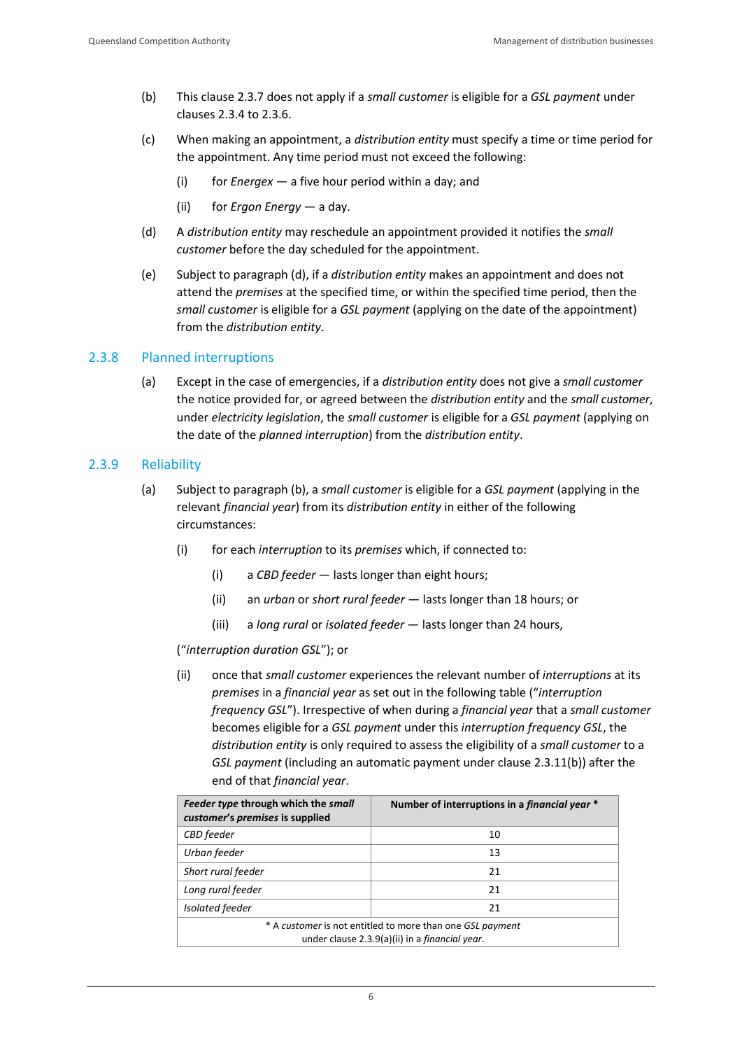(b) This clause 2.3.7 does not apply if a *small customer* is eligible for a *GSL payment* under clauses 2.3.4 to 2.3.6.

(c) When making an appointment, a *distribution entity* must specify a time or time period for the appointment. Any time period must not exceed the following:

  (i) for *Energex* — a five hour period within a day; and

  (ii) for *Ergon Energy* — a day.

(d) A *distribution entity* may reschedule an appointment provided it notifies the *small customer* before the day scheduled for the appointment.

(e) Subject to paragraph (d), if a *distribution entity* makes an appointment and does not attend the *premises* at the specified time, or within the specified time period, then the *small customer* is eligible for a *GSL payment* (applying on the date of the appointment) from the *distribution entity*.

### 2.3.8 Planned interruptions

(a) Except in the case of emergencies, if a *distribution entity* does not give a *small customer* the notice provided for, or agreed between the *distribution entity* and the *small customer*, under *electricity legislation*, the *small customer* is eligible for a *GSL payment* (applying on the date of the *planned interruption*) from the *distribution entity*.

### 2.3.9 Reliability

(a) Subject to paragraph (b), a *small customer* is eligible for a *GSL payment* (applying in the relevant *financial year*) from its *distribution entity* in either of the following circumstances:

  (i) for each *interruption* to its *premises* which, if connected to:

    (i) a *CBD feeder* — lasts longer than eight hours;

    (ii) an *urban* or *short rural feeder* — lasts longer than 18 hours; or

    (iii) a *long rural* or *isolated feeder* — lasts longer than 24 hours,

  ("*interruption duration GSL*"); or

  (ii) once that *small customer* experiences the relevant number of *interruptions* at its *premises* in a *financial year* as set out in the following table ("*interruption frequency GSL*"). Irrespective of when during a *financial year* that a *small customer* becomes eligible for a *GSL payment* under this *interruption frequency GSL*, the *distribution entity* is only required to assess the eligibility of a *small customer* to a *GSL payment* (including an automatic payment under clause 2.3.11(b)) after the end of that *financial year*.

| ***Feeder type* through which the *small customer's premises* is supplied** | **Number of interruptions in a *financial year* *** |
|---|---|
| *CBD feeder* | 10 |
| *Urban feeder* | 13 |
| *Short rural feeder* | 21 |
| *Long rural feeder* | 21 |
| *Isolated feeder* | 21 |

\* A *customer* is not entitled to more than one *GSL payment* under clause 2.3.9(a)(ii) in a *financial year*.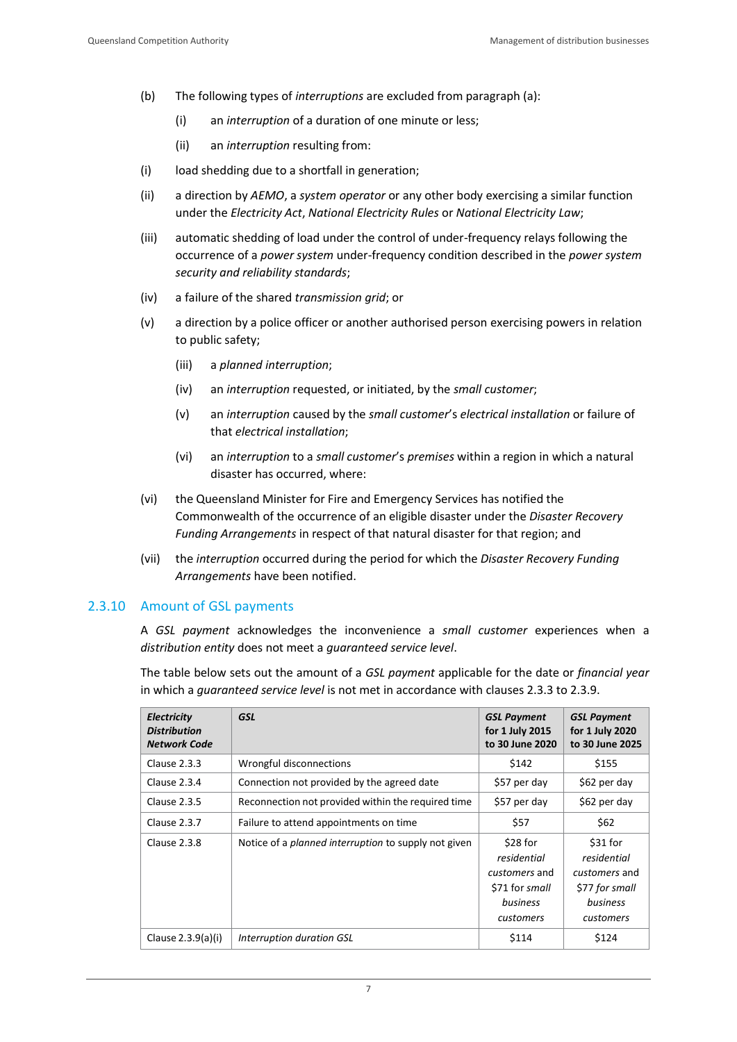(b) The following types of *interruptions* are excluded from paragraph (a):

  (i) an *interruption* of a duration of one minute or less;

  (ii) an *interruption* resulting from:

(i) load shedding due to a shortfall in generation;

(ii) a direction by *AEMO*, a *system operator* or any other body exercising a similar function under the *Electricity Act*, *National Electricity Rules* or *National Electricity Law*;

(iii) automatic shedding of load under the control of under-frequency relays following the occurrence of a *power system* under-frequency condition described in the *power system security and reliability standards*;

(iv) a failure of the shared *transmission grid*; or

(v) a direction by a police officer or another authorised person exercising powers in relation to public safety;

  (iii) a *planned interruption*;

  (iv) an *interruption* requested, or initiated, by the *small customer*;

  (v) an *interruption* caused by the *small customer*'s *electrical installation* or failure of that *electrical installation*;

  (vi) an *interruption* to a *small customer*'s *premises* within a region in which a natural disaster has occurred, where:

(vi) the Queensland Minister for Fire and Emergency Services has notified the Commonwealth of the occurrence of an eligible disaster under the *Disaster Recovery Funding Arrangements* in respect of that natural disaster for that region; and

(vii) the *interruption* occurred during the period for which the *Disaster Recovery Funding Arrangements* have been notified.

### 2.3.10 Amount of GSL payments

A *GSL payment* acknowledges the inconvenience a *small customer* experiences when a *distribution entity* does not meet a *guaranteed service level*.

The table below sets out the amount of a *GSL payment* applicable for the date or *financial year* in which a *guaranteed service level* is not met in accordance with clauses 2.3.3 to 2.3.9.

| *Electricity Distribution Network Code* | *GSL* | *GSL Payment* for 1 July 2015 to 30 June 2020 | *GSL Payment* for 1 July 2020 to 30 June 2025 |
|---|---|---|---|
| Clause 2.3.3 | Wrongful disconnections | $142 | $155 |
| Clause 2.3.4 | Connection not provided by the agreed date | $57 per day | $62 per day |
| Clause 2.3.5 | Reconnection not provided within the required time | $57 per day | $62 per day |
| Clause 2.3.7 | Failure to attend appointments on time | $57 | $62 |
| Clause 2.3.8 | Notice of a *planned interruption* to supply not given | $28 for *residential customers* and $71 for *small business customers* | $31 for *residential customers* and $77 *for small business customers* |
| Clause 2.3.9(a)(i) | *Interruption duration GSL* | $114 | $124 |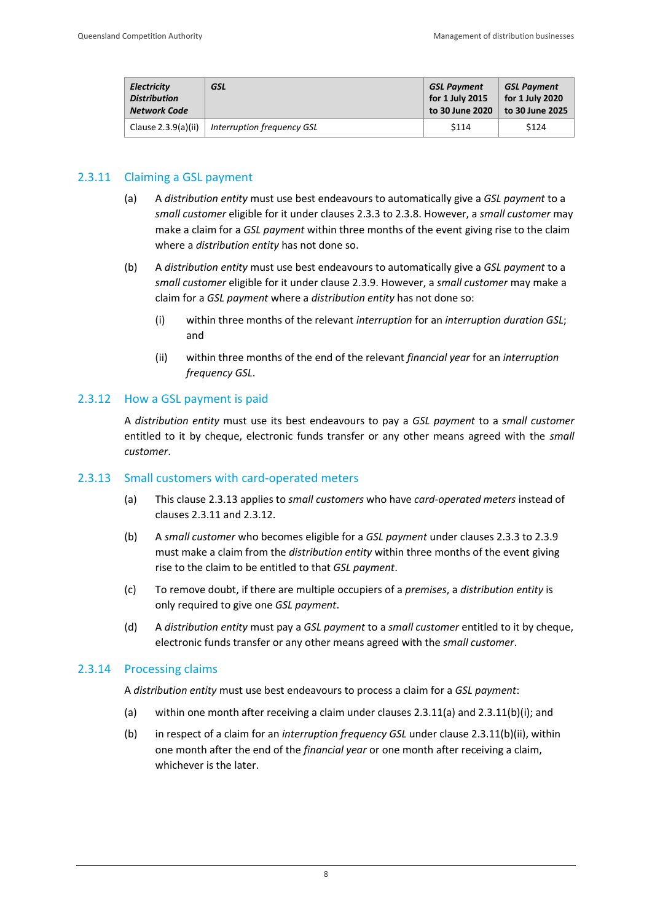| *Electricity Distribution Network Code* | *GSL* | *GSL Payment for 1 July 2015 to 30 June 2020* | *GSL Payment for 1 July 2020 to 30 June 2025* |
|---|---|---|---|
| Clause 2.3.9(a)(ii) | *Interruption frequency GSL* | $114 | $124 |

### 2.3.11 Claiming a GSL payment

(a) A *distribution entity* must use best endeavours to automatically give a *GSL payment* to a *small customer* eligible for it under clauses 2.3.3 to 2.3.8. However, a *small customer* may make a claim for a *GSL payment* within three months of the event giving rise to the claim where a *distribution entity* has not done so.

(b) A *distribution entity* must use best endeavours to automatically give a *GSL payment* to a *small customer* eligible for it under clause 2.3.9. However, a *small customer* may make a claim for a *GSL payment* where a *distribution entity* has not done so:

(i) within three months of the relevant *interruption* for an *interruption duration GSL*; and

(ii) within three months of the end of the relevant *financial year* for an *interruption frequency GSL*.

### 2.3.12 How a GSL payment is paid

A *distribution entity* must use its best endeavours to pay a *GSL payment* to a *small customer* entitled to it by cheque, electronic funds transfer or any other means agreed with the *small customer*.

### 2.3.13 Small customers with card-operated meters

(a) This clause 2.3.13 applies to *small customers* who have *card-operated meters* instead of clauses 2.3.11 and 2.3.12.

(b) A *small customer* who becomes eligible for a *GSL payment* under clauses 2.3.3 to 2.3.9 must make a claim from the *distribution entity* within three months of the event giving rise to the claim to be entitled to that *GSL payment*.

(c) To remove doubt, if there are multiple occupiers of a *premises*, a *distribution entity* is only required to give one *GSL payment*.

(d) A *distribution entity* must pay a *GSL payment* to a *small customer* entitled to it by cheque, electronic funds transfer or any other means agreed with the *small customer*.

### 2.3.14 Processing claims

A *distribution entity* must use best endeavours to process a claim for a *GSL payment*:

(a) within one month after receiving a claim under clauses 2.3.11(a) and 2.3.11(b)(i); and

(b) in respect of a claim for an *interruption frequency GSL* under clause 2.3.11(b)(ii), within one month after the end of the *financial year* or one month after receiving a claim, whichever is the later.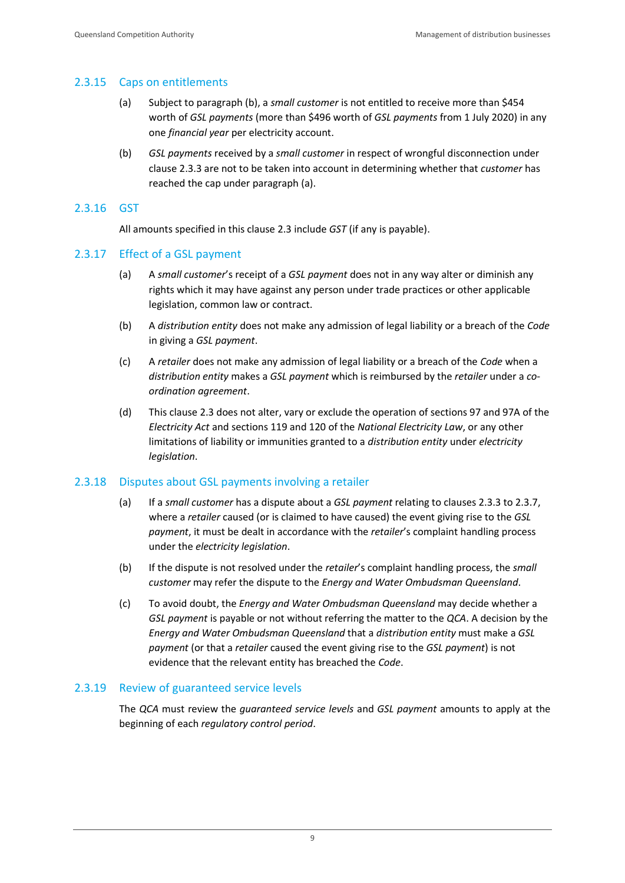### 2.3.15 Caps on entitlements

(a) Subject to paragraph (b), a *small customer* is not entitled to receive more than $454 worth of *GSL payments* (more than $496 worth of *GSL payments* from 1 July 2020) in any one *financial year* per electricity account.

(b) *GSL payments* received by a *small customer* in respect of wrongful disconnection under clause 2.3.3 are not to be taken into account in determining whether that *customer* has reached the cap under paragraph (a).

### 2.3.16 GST

All amounts specified in this clause 2.3 include *GST* (if any is payable).

### 2.3.17 Effect of a GSL payment

(a) A *small customer*'s receipt of a *GSL payment* does not in any way alter or diminish any rights which it may have against any person under trade practices or other applicable legislation, common law or contract.

(b) A *distribution entity* does not make any admission of legal liability or a breach of the *Code* in giving a *GSL payment*.

(c) A *retailer* does not make any admission of legal liability or a breach of the *Code* when a *distribution entity* makes a *GSL payment* which is reimbursed by the *retailer* under a *co-ordination agreement*.

(d) This clause 2.3 does not alter, vary or exclude the operation of sections 97 and 97A of the *Electricity Act* and sections 119 and 120 of the *National Electricity Law*, or any other limitations of liability or immunities granted to a *distribution entity* under *electricity legislation*.

### 2.3.18 Disputes about GSL payments involving a retailer

(a) If a *small customer* has a dispute about a *GSL payment* relating to clauses 2.3.3 to 2.3.7, where a *retailer* caused (or is claimed to have caused) the event giving rise to the *GSL payment*, it must be dealt in accordance with the *retailer*'s complaint handling process under the *electricity legislation*.

(b) If the dispute is not resolved under the *retailer*'s complaint handling process, the *small customer* may refer the dispute to the *Energy and Water Ombudsman Queensland*.

(c) To avoid doubt, the *Energy and Water Ombudsman Queensland* may decide whether a *GSL payment* is payable or not without referring the matter to the *QCA*. A decision by the *Energy and Water Ombudsman Queensland* that a *distribution entity* must make a *GSL payment* (or that a *retailer* caused the event giving rise to the *GSL payment*) is not evidence that the relevant entity has breached the *Code*.

### 2.3.19 Review of guaranteed service levels

The *QCA* must review the *guaranteed service levels* and *GSL payment* amounts to apply at the beginning of each *regulatory control period*.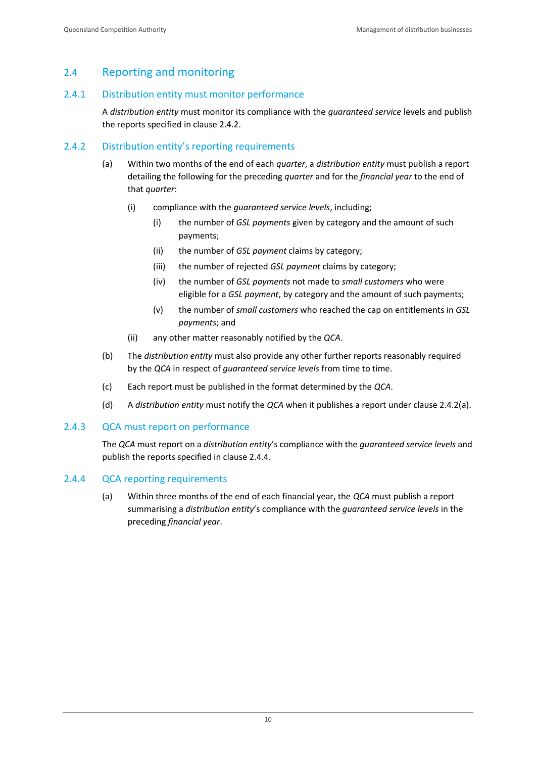## 2.4 Reporting and monitoring

### 2.4.1 Distribution entity must monitor performance

A *distribution entity* must monitor its compliance with the *guaranteed service* levels and publish the reports specified in clause 2.4.2.

### 2.4.2 Distribution entity's reporting requirements

(a) Within two months of the end of each *quarter*, a *distribution entity* must publish a report detailing the following for the preceding *quarter* and for the *financial year* to the end of that *quarter*:

   (i) compliance with the *guaranteed service levels*, including;

      (i) the number of *GSL payments* given by category and the amount of such payments;

      (ii) the number of *GSL payment* claims by category;

      (iii) the number of rejected *GSL payment* claims by category;

      (iv) the number of *GSL payments* not made to *small customers* who were eligible for a *GSL payment*, by category and the amount of such payments;

      (v) the number of *small customers* who reached the cap on entitlements in *GSL payments*; and

   (ii) any other matter reasonably notified by the *QCA*.

(b) The *distribution entity* must also provide any other further reports reasonably required by the *QCA* in respect of *guaranteed service levels* from time to time.

(c) Each report must be published in the format determined by the *QCA*.

(d) A *distribution entity* must notify the *QCA* when it publishes a report under clause 2.4.2(a).

### 2.4.3 QCA must report on performance

The *QCA* must report on a *distribution entity*'s compliance with the *guaranteed service levels* and publish the reports specified in clause 2.4.4.

### 2.4.4 QCA reporting requirements

(a) Within three months of the end of each financial year, the *QCA* must publish a report summarising a *distribution entity*'s compliance with the *guaranteed service levels* in the preceding *financial year*.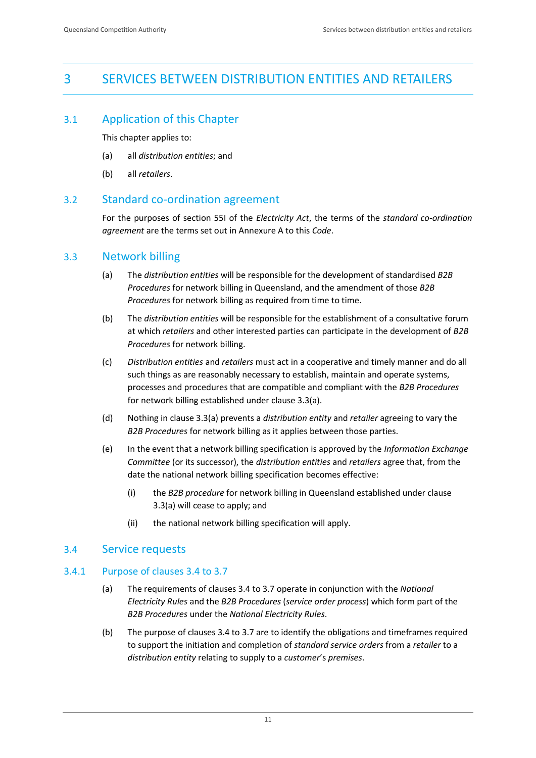# 3 SERVICES BETWEEN DISTRIBUTION ENTITIES AND RETAILERS

## 3.1 Application of this Chapter

This chapter applies to:

(a) all *distribution entities*; and

(b) all *retailers*.

## 3.2 Standard co-ordination agreement

For the purposes of section 55I of the *Electricity Act*, the terms of the *standard co-ordination agreement* are the terms set out in Annexure A to this *Code*.

## 3.3 Network billing

(a) The *distribution entities* will be responsible for the development of standardised *B2B Procedures* for network billing in Queensland, and the amendment of those *B2B Procedures* for network billing as required from time to time.

(b) The *distribution entities* will be responsible for the establishment of a consultative forum at which *retailers* and other interested parties can participate in the development of *B2B Procedures* for network billing.

(c) *Distribution entities* and *retailers* must act in a cooperative and timely manner and do all such things as are reasonably necessary to establish, maintain and operate systems, processes and procedures that are compatible and compliant with the *B2B Procedures* for network billing established under clause 3.3(a).

(d) Nothing in clause 3.3(a) prevents a *distribution entity* and *retailer* agreeing to vary the *B2B Procedures* for network billing as it applies between those parties.

(e) In the event that a network billing specification is approved by the *Information Exchange Committee* (or its successor), the *distribution entities* and *retailers* agree that, from the date the national network billing specification becomes effective:

   (i) the *B2B procedure* for network billing in Queensland established under clause 3.3(a) will cease to apply; and

   (ii) the national network billing specification will apply.

## 3.4 Service requests

### 3.4.1 Purpose of clauses 3.4 to 3.7

(a) The requirements of clauses 3.4 to 3.7 operate in conjunction with the *National Electricity Rules* and the *B2B Procedures* (*service order process*) which form part of the *B2B Procedures* under the *National Electricity Rules*.

(b) The purpose of clauses 3.4 to 3.7 are to identify the obligations and timeframes required to support the initiation and completion of *standard service orders* from a *retailer* to a *distribution entity* relating to supply to a *customer*'s *premises*.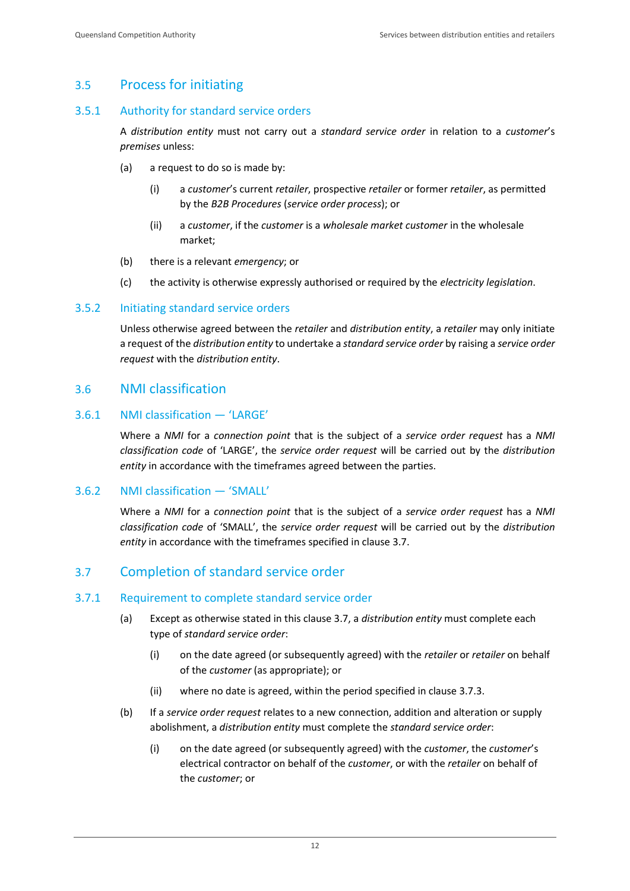## 3.5 Process for initiating

### 3.5.1 Authority for standard service orders

A *distribution entity* must not carry out a *standard service order* in relation to a *customer*'s *premises* unless:

(a) a request to do so is made by:

(i) a *customer*'s current *retailer*, prospective *retailer* or former *retailer*, as permitted by the *B2B Procedures* (*service order process*); or

(ii) a *customer*, if the *customer* is a *wholesale market customer* in the wholesale market;

(b) there is a relevant *emergency*; or

(c) the activity is otherwise expressly authorised or required by the *electricity legislation*.

### 3.5.2 Initiating standard service orders

Unless otherwise agreed between the *retailer* and *distribution entity*, a *retailer* may only initiate a request of the *distribution entity* to undertake a *standard service order* by raising a *service order request* with the *distribution entity*.

## 3.6 NMI classification

### 3.6.1 NMI classification — 'LARGE'

Where a *NMI* for a *connection point* that is the subject of a *service order request* has a *NMI classification code* of 'LARGE', the *service order request* will be carried out by the *distribution entity* in accordance with the timeframes agreed between the parties.

### 3.6.2 NMI classification — 'SMALL'

Where a *NMI* for a *connection point* that is the subject of a *service order request* has a *NMI classification code* of 'SMALL', the *service order request* will be carried out by the *distribution entity* in accordance with the timeframes specified in clause 3.7.

## 3.7 Completion of standard service order

### 3.7.1 Requirement to complete standard service order

(a) Except as otherwise stated in this clause 3.7, a *distribution entity* must complete each type of *standard service order*:

(i) on the date agreed (or subsequently agreed) with the *retailer* or *retailer* on behalf of the *customer* (as appropriate); or

(ii) where no date is agreed, within the period specified in clause 3.7.3.

(b) If a *service order request* relates to a new connection, addition and alteration or supply abolishment, a *distribution entity* must complete the *standard service order*:

(i) on the date agreed (or subsequently agreed) with the *customer*, the *customer*'s electrical contractor on behalf of the *customer*, or with the *retailer* on behalf of the *customer*; or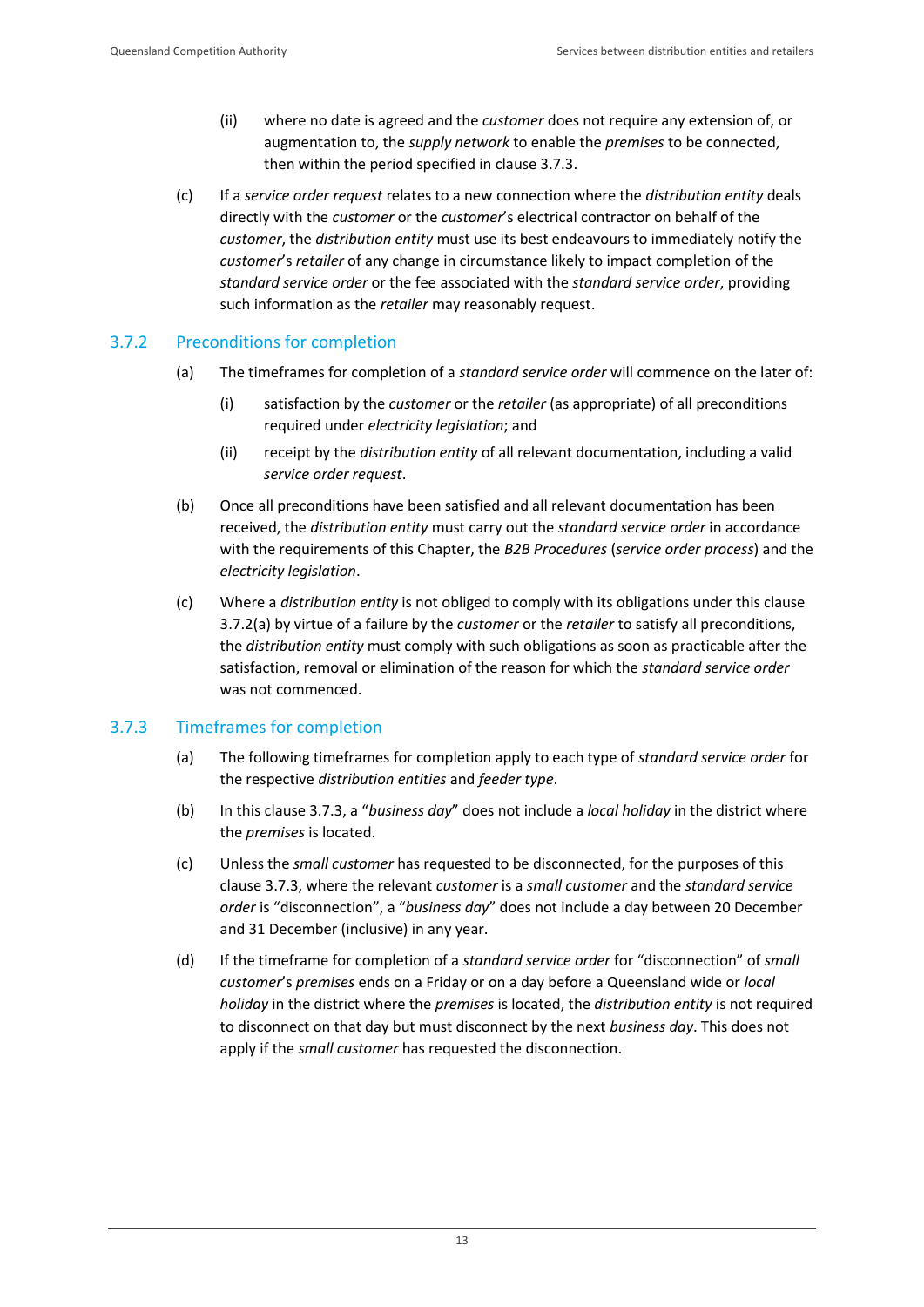(ii) where no date is agreed and the *customer* does not require any extension of, or augmentation to, the *supply network* to enable the *premises* to be connected, then within the period specified in clause 3.7.3.

(c) If a *service order request* relates to a new connection where the *distribution entity* deals directly with the *customer* or the *customer*'s electrical contractor on behalf of the *customer*, the *distribution entity* must use its best endeavours to immediately notify the *customer*'s *retailer* of any change in circumstance likely to impact completion of the *standard service order* or the fee associated with the *standard service order*, providing such information as the *retailer* may reasonably request.

### 3.7.2 Preconditions for completion

(a) The timeframes for completion of a *standard service order* will commence on the later of:

(i) satisfaction by the *customer* or the *retailer* (as appropriate) of all preconditions required under *electricity legislation*; and

(ii) receipt by the *distribution entity* of all relevant documentation, including a valid *service order request*.

(b) Once all preconditions have been satisfied and all relevant documentation has been received, the *distribution entity* must carry out the *standard service order* in accordance with the requirements of this Chapter, the *B2B Procedures* (*service order process*) and the *electricity legislation*.

(c) Where a *distribution entity* is not obliged to comply with its obligations under this clause 3.7.2(a) by virtue of a failure by the *customer* or the *retailer* to satisfy all preconditions, the *distribution entity* must comply with such obligations as soon as practicable after the satisfaction, removal or elimination of the reason for which the *standard service order* was not commenced.

### 3.7.3 Timeframes for completion

(a) The following timeframes for completion apply to each type of *standard service order* for the respective *distribution entities* and *feeder type*.

(b) In this clause 3.7.3, a "*business day*" does not include a *local holiday* in the district where the *premises* is located.

(c) Unless the *small customer* has requested to be disconnected, for the purposes of this clause 3.7.3, where the relevant *customer* is a *small customer* and the *standard service order* is "disconnection", a "*business day*" does not include a day between 20 December and 31 December (inclusive) in any year.

(d) If the timeframe for completion of a *standard service order* for "disconnection" of *small customer*'s *premises* ends on a Friday or on a day before a Queensland wide or *local holiday* in the district where the *premises* is located, the *distribution entity* is not required to disconnect on that day but must disconnect by the next *business day*. This does not apply if the *small customer* has requested the disconnection.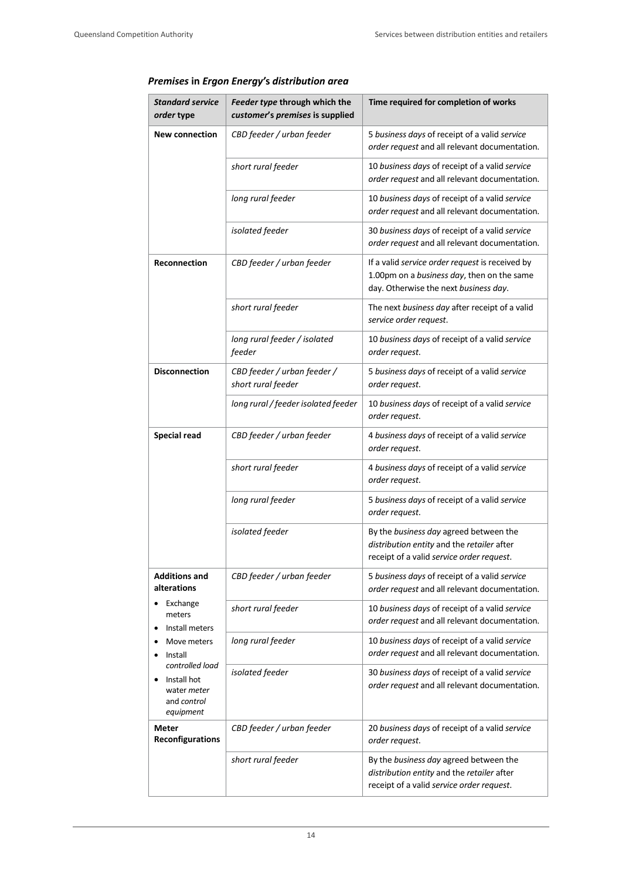***Premises* in *Ergon Energy*'s *distribution area***

| ***Standard service order* type** | ***Feeder type* through which the *customer*'s *premises* is supplied** | **Time required for completion of works** |
|---|---|---|
| **New connection** | *CBD feeder / urban feeder* | 5 *business days* of receipt of a valid *service order request* and all relevant documentation. |
| | *short rural feeder* | 10 *business days* of receipt of a valid *service order request* and all relevant documentation. |
| | *long rural feeder* | 10 *business days* of receipt of a valid *service order request* and all relevant documentation. |
| | *isolated feeder* | 30 *business days* of receipt of a valid *service order request* and all relevant documentation. |
| **Reconnection** | *CBD feeder / urban feeder* | If a valid *service order request* is received by 1.00pm on a *business day*, then on the same day. Otherwise the next *business day*. |
| | *short rural feeder* | The next *business day* after receipt of a valid *service order request*. |
| | *long rural feeder / isolated feeder* | 10 *business days* of receipt of a valid *service order request*. |
| **Disconnection** | *CBD feeder / urban feeder / short rural feeder* | 5 *business days* of receipt of a valid *service order request*. |
| | *long rural / feeder isolated feeder* | 10 *business days* of receipt of a valid *service order request*. |
| **Special read** | *CBD feeder / urban feeder* | 4 *business days* of receipt of a valid *service order request*. |
| | *short rural feeder* | 4 *business days* of receipt of a valid *service order request*. |
| | *long rural feeder* | 5 *business days* of receipt of a valid *service order request*. |
| | *isolated feeder* | By the *business day* agreed between the *distribution entity* and the *retailer* after receipt of a valid *service order request*. |
| **Additions and alterations** <br>• Exchange meters <br>• Install meters <br>• Move meters <br>• Install *controlled load* <br>• Install hot water *meter* and *control equipment* | *CBD feeder / urban feeder* | 5 *business days* of receipt of a valid *service order request* and all relevant documentation. |
| | *short rural feeder* | 10 *business days* of receipt of a valid *service order request* and all relevant documentation. |
| | *long rural feeder* | 10 *business days* of receipt of a valid *service order request* and all relevant documentation. |
| | *isolated feeder* | 30 *business days* of receipt of a valid *service order request* and all relevant documentation. |
| **Meter Reconfigurations** | *CBD feeder / urban feeder* | 20 *business days* of receipt of a valid *service order request*. |
| | *short rural feeder* | By the *business day* agreed between the *distribution entity* and the *retailer* after receipt of a valid *service order request*. |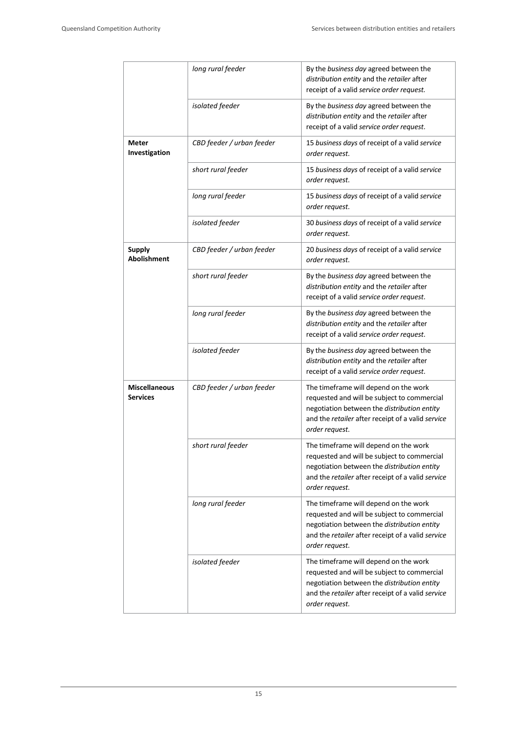| | | |
|---|---|---|
| | *long rural feeder* | By the *business day* agreed between the *distribution entity* and the *retailer* after receipt of a valid *service order request.* |
| | *isolated feeder* | By the *business day* agreed between the *distribution entity* and the *retailer* after receipt of a valid *service order request*. |
| **Meter Investigation** | *CBD feeder / urban feeder* | 15 *business days* of receipt of a valid *service order request.* |
| | *short rural feeder* | 15 *business days* of receipt of a valid *service order request*. |
| | *long rural feeder* | 15 *business days* of receipt of a valid *service order request*. |
| | *isolated feeder* | 30 *business days* of receipt of a valid *service order request*. |
| **Supply Abolishment** | *CBD feeder / urban feeder* | 20 *business days* of receipt of a valid *service order request.* |
| | *short rural feeder* | By the *business day* agreed between the *distribution entity* and the *retailer* after receipt of a valid *service order request*. |
| | *long rural feeder* | By the *business day* agreed between the *distribution entity* and the *retailer* after receipt of a valid *service order request*. |
| | *isolated feeder* | By the *business day* agreed between the *distribution entity* and the *retailer* after receipt of a valid *service order request*. |
| **Miscellaneous Services** | *CBD feeder / urban feeder* | The timeframe will depend on the work requested and will be subject to commercial negotiation between the *distribution entity* and the *retailer* after receipt of a valid *service order request*. |
| | *short rural feeder* | The timeframe will depend on the work requested and will be subject to commercial negotiation between the *distribution entity* and the *retailer* after receipt of a valid *service order request*. |
| | *long rural feeder* | The timeframe will depend on the work requested and will be subject to commercial negotiation between the *distribution entity* and the *retailer* after receipt of a valid *service order request*. |
| | *isolated feeder* | The timeframe will depend on the work requested and will be subject to commercial negotiation between the *distribution entity* and the *retailer* after receipt of a valid *service order request*. |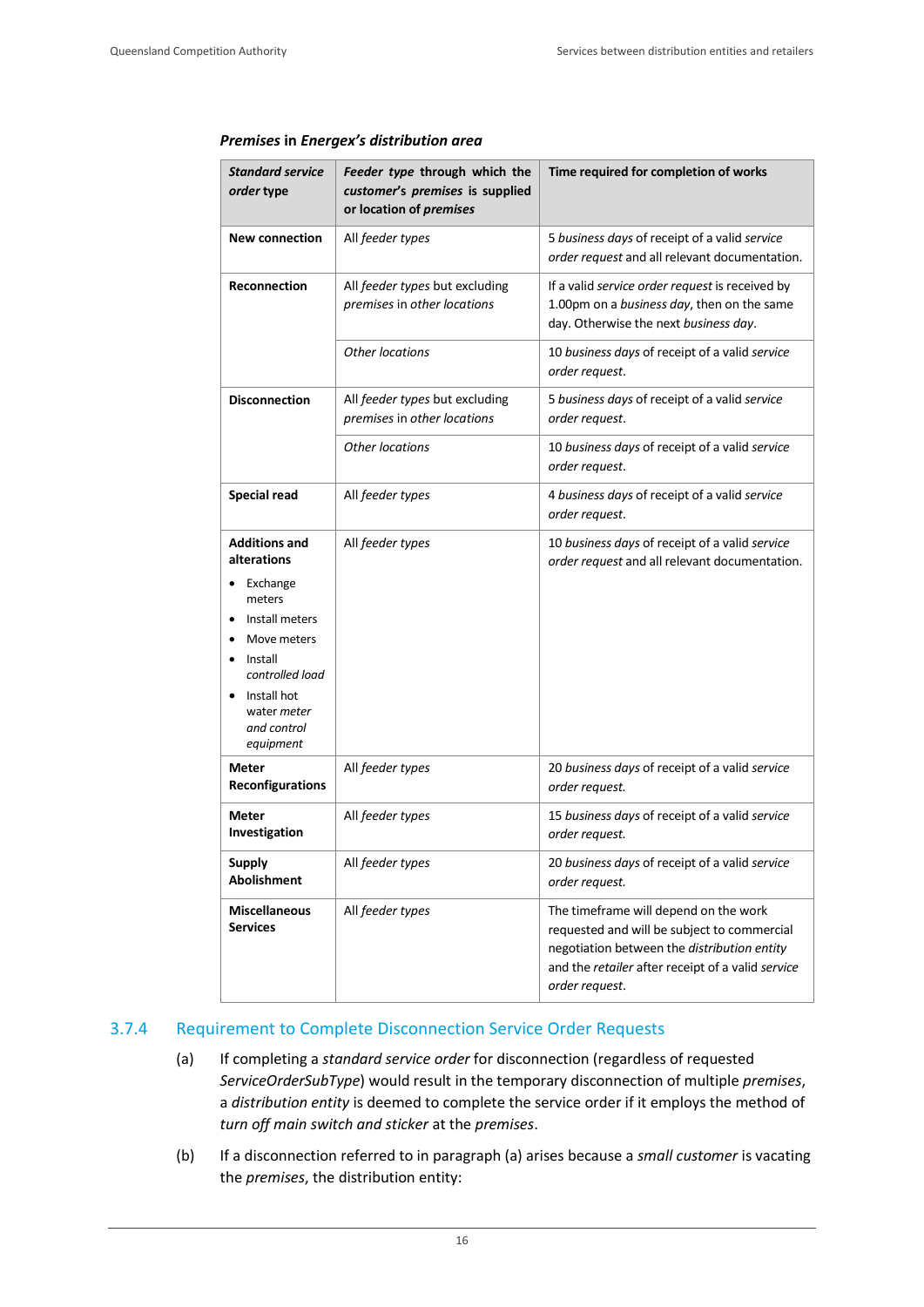***Premises* in *Energex's distribution area***

| ***Standard service order* type** | ***Feeder type* through which the *customer's premises* is supplied or location of *premises*** | **Time required for completion of works** |
|---|---|---|
| **New connection** | All *feeder types* | 5 *business days* of receipt of a valid *service order request* and all relevant documentation. |
| **Reconnection** | All *feeder types* but excluding *premises* in *other locations* | If a valid *service order request* is received by 1.00pm on a *business day*, then on the same day. Otherwise the next *business day*. |
| | *Other locations* | 10 *business days* of receipt of a valid *service order request*. |
| **Disconnection** | All *feeder types* but excluding *premises* in *other locations* | 5 *business days* of receipt of a valid *service order request*. |
| | *Other locations* | 10 *business days* of receipt of a valid *service order request*. |
| **Special read** | All *feeder types* | 4 *business days* of receipt of a valid *service order request*. |
| **Additions and alterations**<br>• Exchange meters<br>• Install meters<br>• Move meters<br>• Install *controlled load*<br>• Install hot water *meter and control equipment* | All *feeder types* | 10 *business days* of receipt of a valid *service order request* and all relevant documentation. |
| **Meter Reconfigurations** | All *feeder types* | 20 *business days* of receipt of a valid *service order request.* |
| **Meter Investigation** | All *feeder types* | 15 *business days* of receipt of a valid *service order request.* |
| **Supply Abolishment** | All *feeder types* | 20 *business days* of receipt of a valid *service order request.* |
| **Miscellaneous Services** | All *feeder types* | The timeframe will depend on the work requested and will be subject to commercial negotiation between the *distribution entity* and the *retailer* after receipt of a valid *service order request*. |

### 3.7.4 Requirement to Complete Disconnection Service Order Requests

(a) If completing a *standard service order* for disconnection (regardless of requested *ServiceOrderSubType*) would result in the temporary disconnection of multiple *premises*, a *distribution entity* is deemed to complete the service order if it employs the method of *turn off main switch and sticker* at the *premises*.

(b) If a disconnection referred to in paragraph (a) arises because a *small customer* is vacating the *premises*, the distribution entity: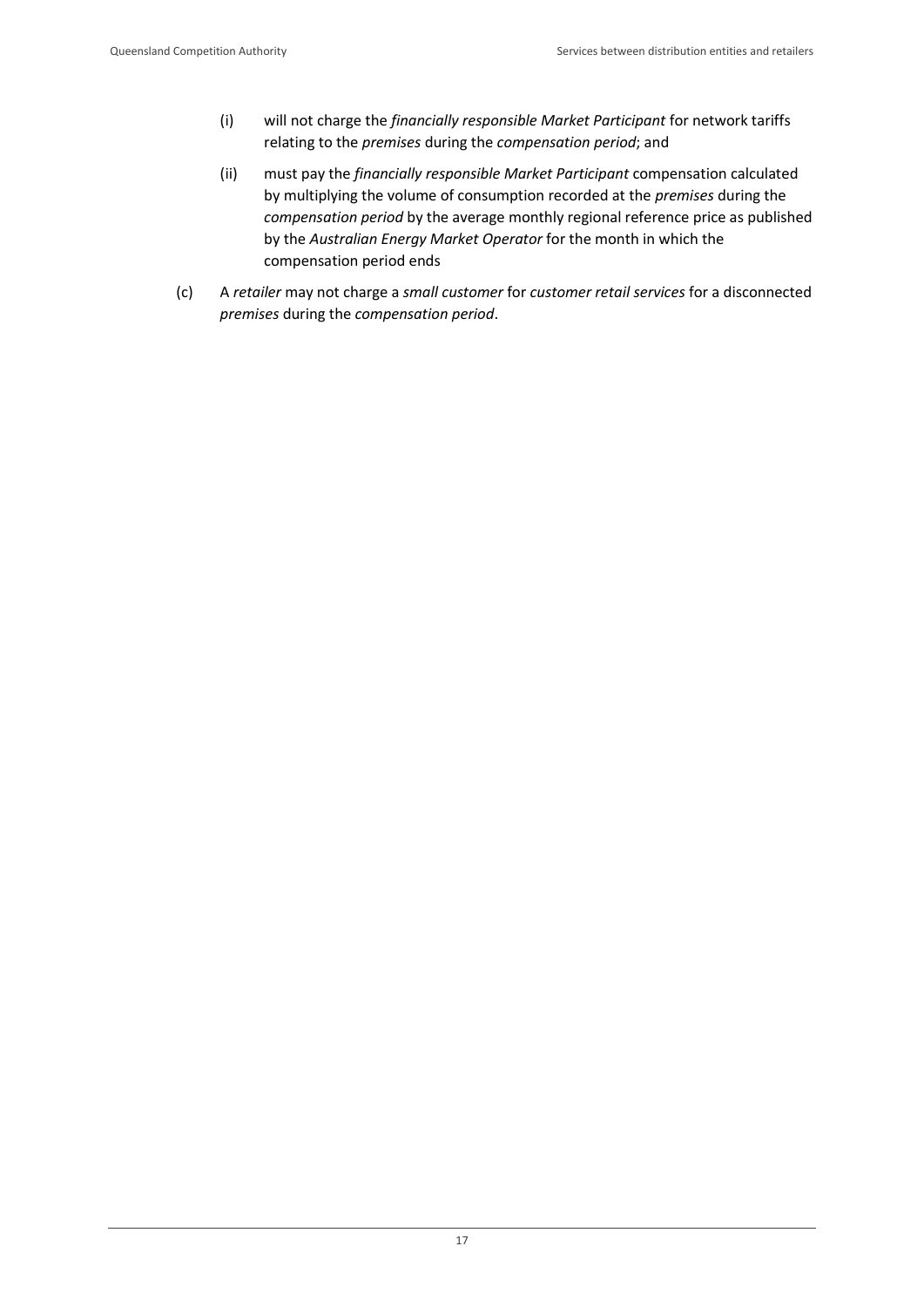(i) will not charge the *financially responsible Market Participant* for network tariffs relating to the *premises* during the *compensation period*; and

(ii) must pay the *financially responsible Market Participant* compensation calculated by multiplying the volume of consumption recorded at the *premises* during the *compensation period* by the average monthly regional reference price as published by the *Australian Energy Market Operator* for the month in which the compensation period ends

(c) A *retailer* may not charge a *small customer* for *customer retail services* for a disconnected *premises* during the *compensation period*.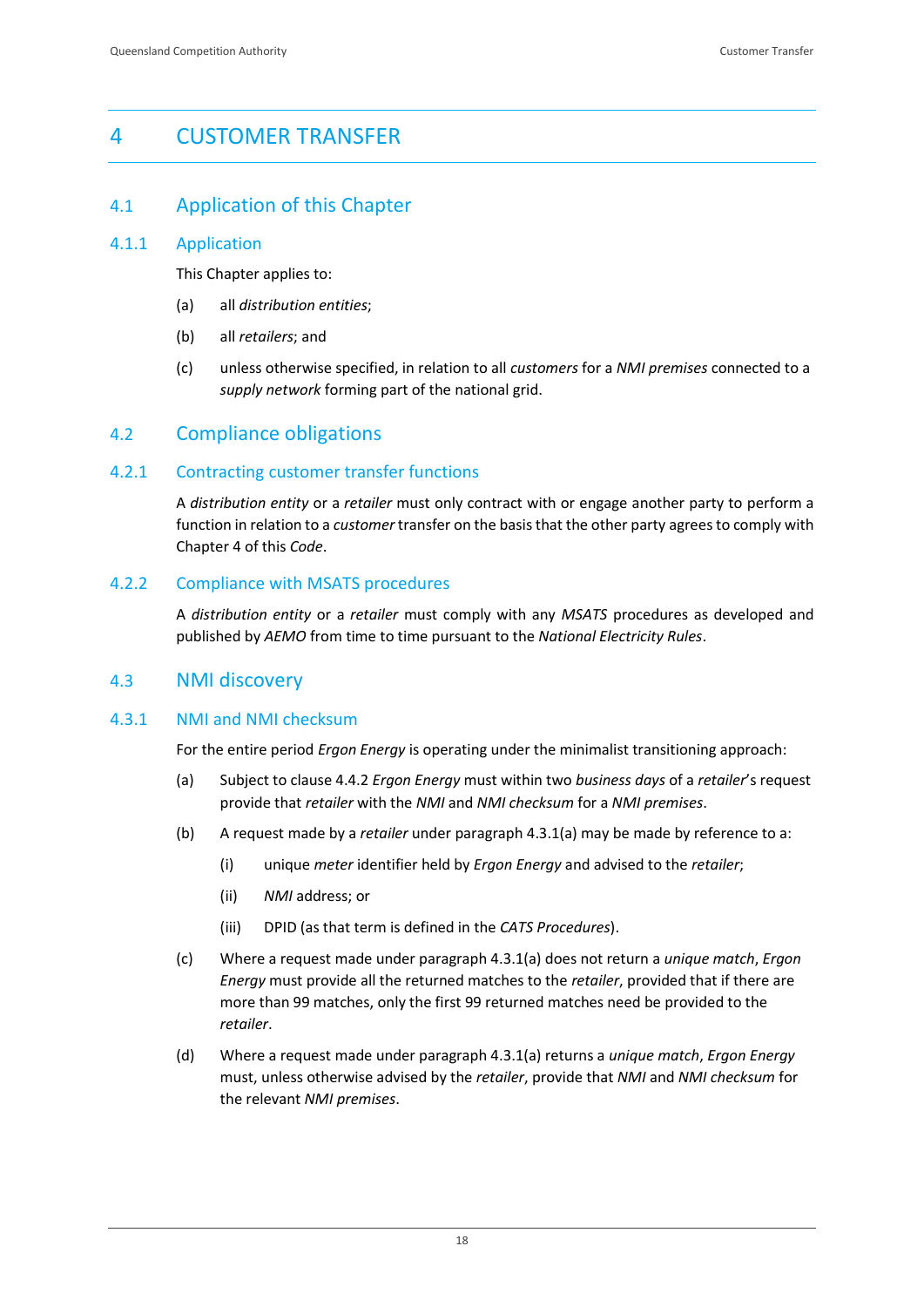# 4 CUSTOMER TRANSFER

## 4.1 Application of this Chapter

### 4.1.1 Application

This Chapter applies to:

(a) all *distribution entities*;

(b) all *retailers*; and

(c) unless otherwise specified, in relation to all *customers* for a *NMI premises* connected to a *supply network* forming part of the national grid.

## 4.2 Compliance obligations

### 4.2.1 Contracting customer transfer functions

A *distribution entity* or a *retailer* must only contract with or engage another party to perform a function in relation to a *customer* transfer on the basis that the other party agrees to comply with Chapter 4 of this *Code*.

### 4.2.2 Compliance with MSATS procedures

A *distribution entity* or a *retailer* must comply with any *MSATS* procedures as developed and published by *AEMO* from time to time pursuant to the *National Electricity Rules*.

## 4.3 NMI discovery

### 4.3.1 NMI and NMI checksum

For the entire period *Ergon Energy* is operating under the minimalist transitioning approach:

(a) Subject to clause 4.4.2 *Ergon Energy* must within two *business days* of a *retailer*'s request provide that *retailer* with the *NMI* and *NMI checksum* for a *NMI premises*.

(b) A request made by a *retailer* under paragraph 4.3.1(a) may be made by reference to a:

(i) unique *meter* identifier held by *Ergon Energy* and advised to the *retailer*;

(ii) *NMI* address; or

(iii) DPID (as that term is defined in the *CATS Procedures*).

(c) Where a request made under paragraph 4.3.1(a) does not return a *unique match*, *Ergon Energy* must provide all the returned matches to the *retailer*, provided that if there are more than 99 matches, only the first 99 returned matches need be provided to the *retailer*.

(d) Where a request made under paragraph 4.3.1(a) returns a *unique match*, *Ergon Energy* must, unless otherwise advised by the *retailer*, provide that *NMI* and *NMI checksum* for the relevant *NMI premises*.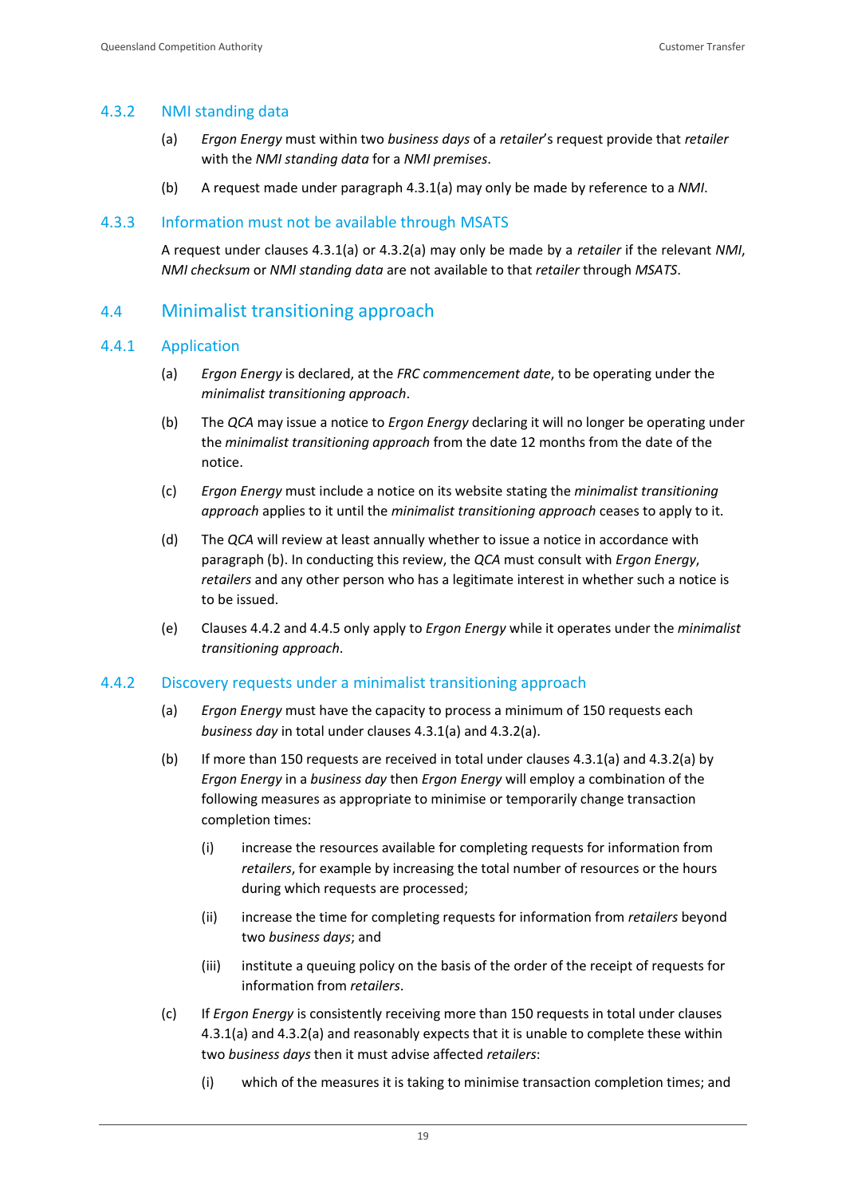### 4.3.2 NMI standing data

(a) *Ergon Energy* must within two *business days* of a *retailer*'s request provide that *retailer* with the *NMI standing data* for a *NMI premises*.

(b) A request made under paragraph 4.3.1(a) may only be made by reference to a *NMI*.

### 4.3.3 Information must not be available through MSATS

A request under clauses 4.3.1(a) or 4.3.2(a) may only be made by a *retailer* if the relevant *NMI*, *NMI checksum* or *NMI standing data* are not available to that *retailer* through *MSATS*.

## 4.4 Minimalist transitioning approach

### 4.4.1 Application

(a) *Ergon Energy* is declared, at the *FRC commencement date*, to be operating under the *minimalist transitioning approach*.

(b) The *QCA* may issue a notice to *Ergon Energy* declaring it will no longer be operating under the *minimalist transitioning approach* from the date 12 months from the date of the notice.

(c) *Ergon Energy* must include a notice on its website stating the *minimalist transitioning approach* applies to it until the *minimalist transitioning approach* ceases to apply to it.

(d) The *QCA* will review at least annually whether to issue a notice in accordance with paragraph (b). In conducting this review, the *QCA* must consult with *Ergon Energy*, *retailers* and any other person who has a legitimate interest in whether such a notice is to be issued.

(e) Clauses 4.4.2 and 4.4.5 only apply to *Ergon Energy* while it operates under the *minimalist transitioning approach*.

### 4.4.2 Discovery requests under a minimalist transitioning approach

(a) *Ergon Energy* must have the capacity to process a minimum of 150 requests each *business day* in total under clauses 4.3.1(a) and 4.3.2(a).

(b) If more than 150 requests are received in total under clauses 4.3.1(a) and 4.3.2(a) by *Ergon Energy* in a *business day* then *Ergon Energy* will employ a combination of the following measures as appropriate to minimise or temporarily change transaction completion times:

(i) increase the resources available for completing requests for information from *retailers*, for example by increasing the total number of resources or the hours during which requests are processed;

(ii) increase the time for completing requests for information from *retailers* beyond two *business days*; and

(iii) institute a queuing policy on the basis of the order of the receipt of requests for information from *retailers*.

(c) If *Ergon Energy* is consistently receiving more than 150 requests in total under clauses 4.3.1(a) and 4.3.2(a) and reasonably expects that it is unable to complete these within two *business days* then it must advise affected *retailers*:

(i) which of the measures it is taking to minimise transaction completion times; and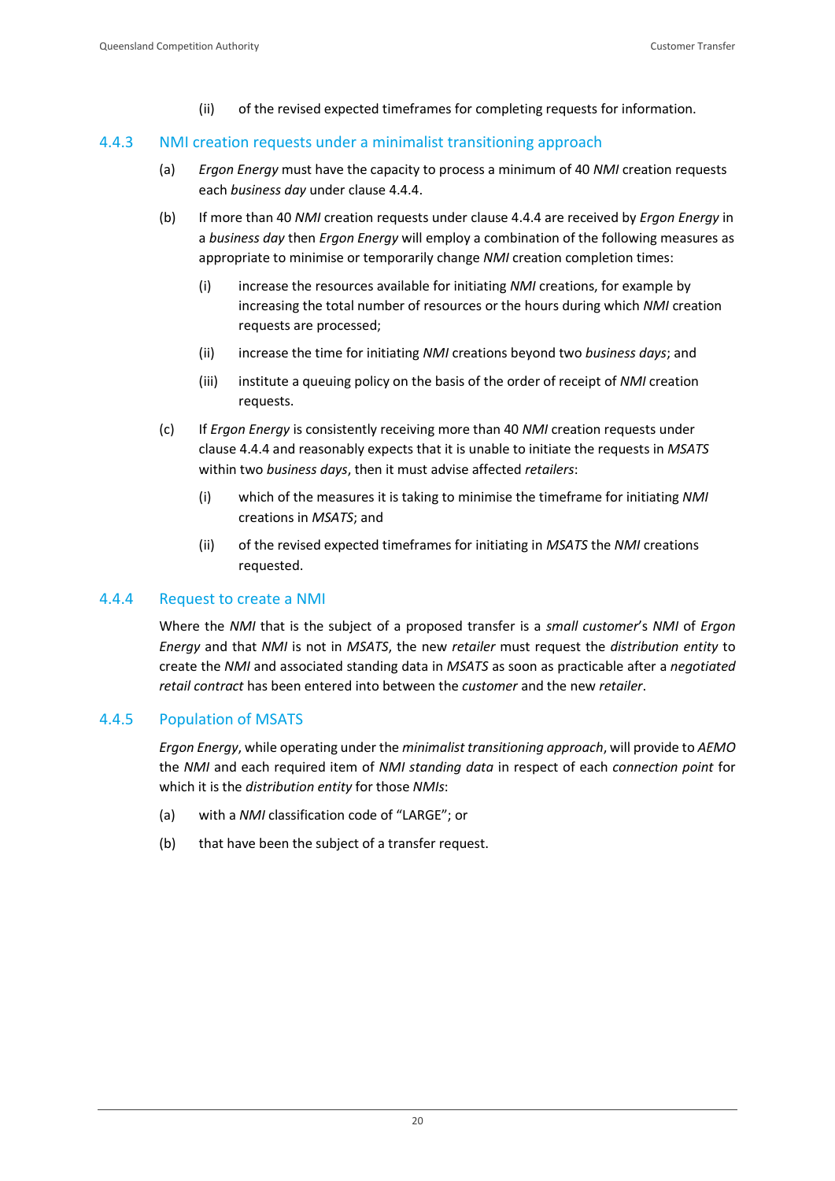(ii) of the revised expected timeframes for completing requests for information.

### 4.4.3 NMI creation requests under a minimalist transitioning approach

(a) *Ergon Energy* must have the capacity to process a minimum of 40 *NMI* creation requests each *business day* under clause 4.4.4.

(b) If more than 40 *NMI* creation requests under clause 4.4.4 are received by *Ergon Energy* in a *business day* then *Ergon Energy* will employ a combination of the following measures as appropriate to minimise or temporarily change *NMI* creation completion times:

(i) increase the resources available for initiating *NMI* creations, for example by increasing the total number of resources or the hours during which *NMI* creation requests are processed;

(ii) increase the time for initiating *NMI* creations beyond two *business days*; and

(iii) institute a queuing policy on the basis of the order of receipt of *NMI* creation requests.

(c) If *Ergon Energy* is consistently receiving more than 40 *NMI* creation requests under clause 4.4.4 and reasonably expects that it is unable to initiate the requests in *MSATS* within two *business days*, then it must advise affected *retailers*:

(i) which of the measures it is taking to minimise the timeframe for initiating *NMI* creations in *MSATS*; and

(ii) of the revised expected timeframes for initiating in *MSATS* the *NMI* creations requested.

### 4.4.4 Request to create a NMI

Where the *NMI* that is the subject of a proposed transfer is a *small customer*'s *NMI* of *Ergon Energy* and that *NMI* is not in *MSATS*, the new *retailer* must request the *distribution entity* to create the *NMI* and associated standing data in *MSATS* as soon as practicable after a *negotiated retail contract* has been entered into between the *customer* and the new *retailer*.

### 4.4.5 Population of MSATS

*Ergon Energy*, while operating under the *minimalist transitioning approach*, will provide to *AEMO* the *NMI* and each required item of *NMI standing data* in respect of each *connection point* for which it is the *distribution entity* for those *NMIs*:

(a) with a *NMI* classification code of "LARGE"; or

(b) that have been the subject of a transfer request.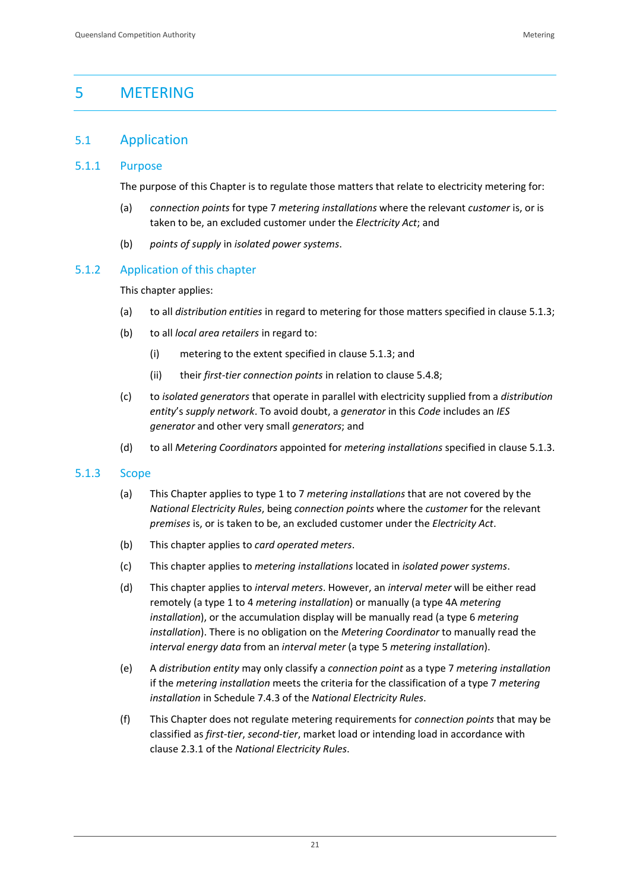# 5 METERING

## 5.1 Application

### 5.1.1 Purpose

The purpose of this Chapter is to regulate those matters that relate to electricity metering for:

(a) *connection points* for type 7 *metering installations* where the relevant *customer* is, or is taken to be, an excluded customer under the *Electricity Act*; and

(b) *points of supply* in *isolated power systems*.

### 5.1.2 Application of this chapter

This chapter applies:

(a) to all *distribution entities* in regard to metering for those matters specified in clause 5.1.3;

(b) to all *local area retailers* in regard to:

(i) metering to the extent specified in clause 5.1.3; and

(ii) their *first-tier connection points* in relation to clause 5.4.8;

(c) to *isolated generators* that operate in parallel with electricity supplied from a *distribution entity*'s *supply network*. To avoid doubt, a *generator* in this *Code* includes an *IES generator* and other very small *generators*; and

(d) to all *Metering Coordinators* appointed for *metering installations* specified in clause 5.1.3.

### 5.1.3 Scope

(a) This Chapter applies to type 1 to 7 *metering installations* that are not covered by the *National Electricity Rules*, being *connection points* where the *customer* for the relevant *premises* is, or is taken to be, an excluded customer under the *Electricity Act*.

(b) This chapter applies to *card operated meters*.

(c) This chapter applies to *metering installations* located in *isolated power systems*.

(d) This chapter applies to *interval meters*. However, an *interval meter* will be either read remotely (a type 1 to 4 *metering installation*) or manually (a type 4A *metering installation*), or the accumulation display will be manually read (a type 6 *metering installation*). There is no obligation on the *Metering Coordinator* to manually read the *interval energy data* from an *interval meter* (a type 5 *metering installation*).

(e) A *distribution entity* may only classify a *connection point* as a type 7 *metering installation* if the *metering installation* meets the criteria for the classification of a type 7 *metering installation* in Schedule 7.4.3 of the *National Electricity Rules*.

(f) This Chapter does not regulate metering requirements for *connection points* that may be classified as *first-tier*, *second-tier*, market load or intending load in accordance with clause 2.3.1 of the *National Electricity Rules*.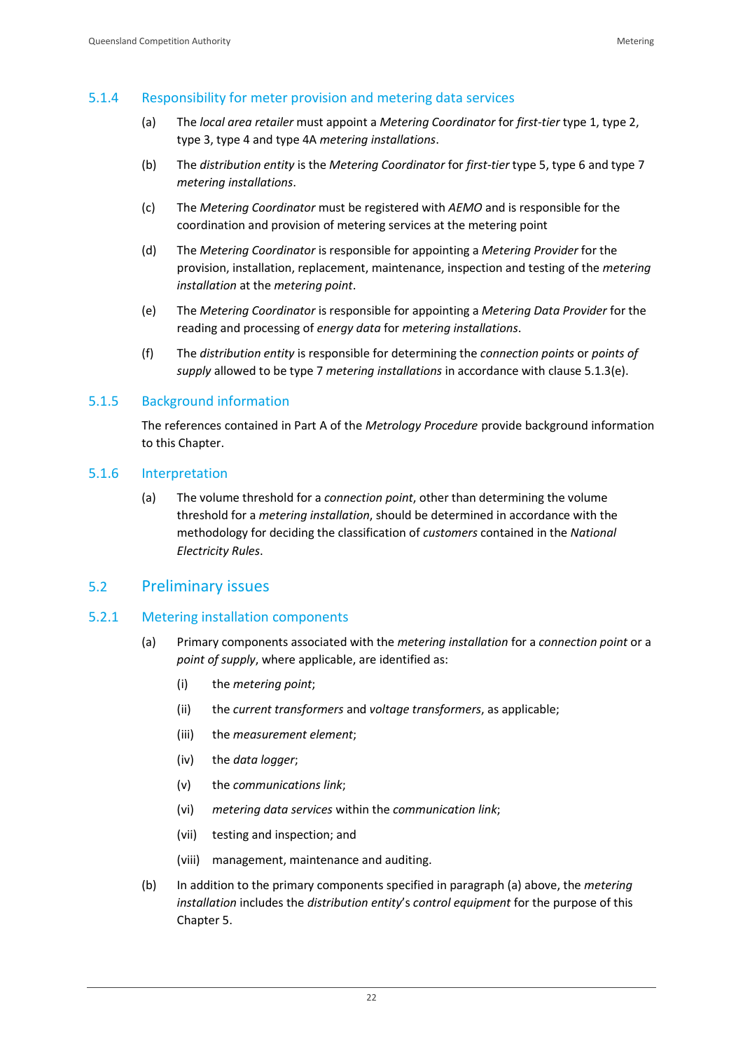### 5.1.4 Responsibility for meter provision and metering data services

(a) The *local area retailer* must appoint a *Metering Coordinator* for *first-tier* type 1, type 2, type 3, type 4 and type 4A *metering installations*.

(b) The *distribution entity* is the *Metering Coordinator* for *first-tier* type 5, type 6 and type 7 *metering installations*.

(c) The *Metering Coordinator* must be registered with *AEMO* and is responsible for the coordination and provision of metering services at the metering point

(d) The *Metering Coordinator* is responsible for appointing a *Metering Provider* for the provision, installation, replacement, maintenance, inspection and testing of the *metering installation* at the *metering point*.

(e) The *Metering Coordinator* is responsible for appointing a *Metering Data Provider* for the reading and processing of *energy data* for *metering installations*.

(f) The *distribution entity* is responsible for determining the *connection points* or *points of supply* allowed to be type 7 *metering installations* in accordance with clause 5.1.3(e).

### 5.1.5 Background information

The references contained in Part A of the *Metrology Procedure* provide background information to this Chapter.

### 5.1.6 Interpretation

(a) The volume threshold for a *connection point*, other than determining the volume threshold for a *metering installation*, should be determined in accordance with the methodology for deciding the classification of *customers* contained in the *National Electricity Rules*.

## 5.2 Preliminary issues

### 5.2.1 Metering installation components

(a) Primary components associated with the *metering installation* for a *connection point* or a *point of supply*, where applicable, are identified as:

(i) the *metering point*;

(ii) the *current transformers* and *voltage transformers*, as applicable;

(iii) the *measurement element*;

(iv) the *data logger*;

(v) the *communications link*;

(vi) *metering data services* within the *communication link*;

(vii) testing and inspection; and

(viii) management, maintenance and auditing.

(b) In addition to the primary components specified in paragraph (a) above, the *metering installation* includes the *distribution entity*'s *control equipment* for the purpose of this Chapter 5.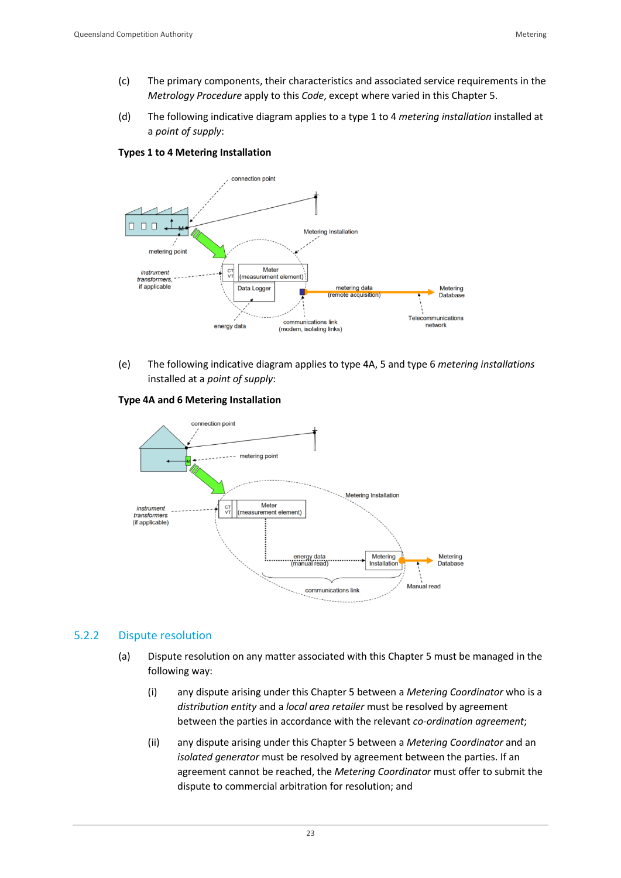(c) The primary components, their characteristics and associated service requirements in the *Metrology Procedure* apply to this *Code*, except where varied in this Chapter 5.

(d) The following indicative diagram applies to a type 1 to 4 *metering installation* installed at a *point of supply*:

**Types 1 to 4 Metering Installation**

(e) The following indicative diagram applies to type 4A, 5 and type 6 *metering installations* installed at a *point of supply*:

**Type 4A and 6 Metering Installation**

### 5.2.2 Dispute resolution

(a) Dispute resolution on any matter associated with this Chapter 5 must be managed in the following way:

(i) any dispute arising under this Chapter 5 between a *Metering Coordinator* who is a *distribution entity* and a *local area retailer* must be resolved by agreement between the parties in accordance with the relevant *co-ordination agreement*;

(ii) any dispute arising under this Chapter 5 between a *Metering Coordinator* and an *isolated generator* must be resolved by agreement between the parties. If an agreement cannot be reached, the *Metering Coordinator* must offer to submit the dispute to commercial arbitration for resolution; and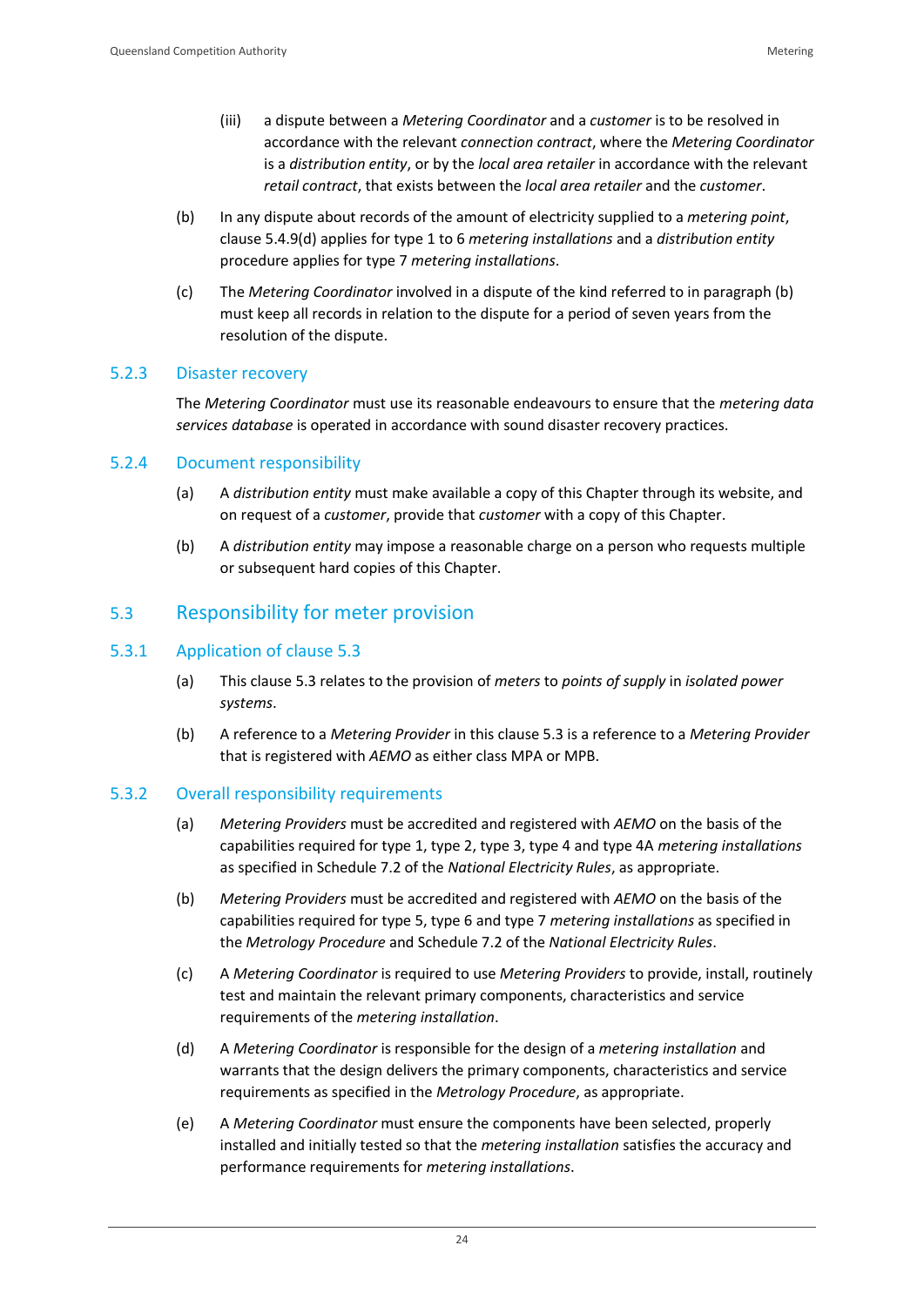(iii) a dispute between a *Metering Coordinator* and a *customer* is to be resolved in accordance with the relevant *connection contract*, where the *Metering Coordinator* is a *distribution entity*, or by the *local area retailer* in accordance with the relevant *retail contract*, that exists between the *local area retailer* and the *customer*.

(b) In any dispute about records of the amount of electricity supplied to a *metering point*, clause 5.4.9(d) applies for type 1 to 6 *metering installations* and a *distribution entity* procedure applies for type 7 *metering installations*.

(c) The *Metering Coordinator* involved in a dispute of the kind referred to in paragraph (b) must keep all records in relation to the dispute for a period of seven years from the resolution of the dispute.

### 5.2.3 Disaster recovery

The *Metering Coordinator* must use its reasonable endeavours to ensure that the *metering data services database* is operated in accordance with sound disaster recovery practices.

### 5.2.4 Document responsibility

(a) A *distribution entity* must make available a copy of this Chapter through its website, and on request of a *customer*, provide that *customer* with a copy of this Chapter.

(b) A *distribution entity* may impose a reasonable charge on a person who requests multiple or subsequent hard copies of this Chapter.

## 5.3 Responsibility for meter provision

### 5.3.1 Application of clause 5.3

(a) This clause 5.3 relates to the provision of *meters* to *points of supply* in *isolated power systems*.

(b) A reference to a *Metering Provider* in this clause 5.3 is a reference to a *Metering Provider* that is registered with *AEMO* as either class MPA or MPB.

### 5.3.2 Overall responsibility requirements

(a) *Metering Providers* must be accredited and registered with *AEMO* on the basis of the capabilities required for type 1, type 2, type 3, type 4 and type 4A *metering installations* as specified in Schedule 7.2 of the *National Electricity Rules*, as appropriate.

(b) *Metering Providers* must be accredited and registered with *AEMO* on the basis of the capabilities required for type 5, type 6 and type 7 *metering installations* as specified in the *Metrology Procedure* and Schedule 7.2 of the *National Electricity Rules*.

(c) A *Metering Coordinator* is required to use *Metering Providers* to provide, install, routinely test and maintain the relevant primary components, characteristics and service requirements of the *metering installation*.

(d) A *Metering Coordinator* is responsible for the design of a *metering installation* and warrants that the design delivers the primary components, characteristics and service requirements as specified in the *Metrology Procedure*, as appropriate.

(e) A *Metering Coordinator* must ensure the components have been selected, properly installed and initially tested so that the *metering installation* satisfies the accuracy and performance requirements for *metering installations*.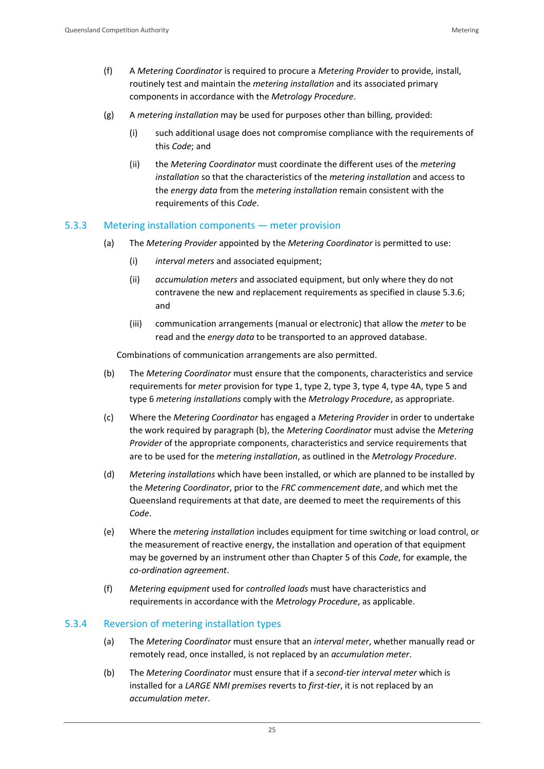(f) A *Metering Coordinator* is required to procure a *Metering Provider* to provide, install, routinely test and maintain the *metering installation* and its associated primary components in accordance with the *Metrology Procedure*.

(g) A *metering installation* may be used for purposes other than billing, provided:

(i) such additional usage does not compromise compliance with the requirements of this *Code*; and

(ii) the *Metering Coordinator* must coordinate the different uses of the *metering installation* so that the characteristics of the *metering installation* and access to the *energy data* from the *metering installation* remain consistent with the requirements of this *Code*.

### 5.3.3 Metering installation components — meter provision

(a) The *Metering Provider* appointed by the *Metering Coordinator* is permitted to use:

(i) *interval meters* and associated equipment;

(ii) *accumulation meters* and associated equipment, but only where they do not contravene the new and replacement requirements as specified in clause 5.3.6; and

(iii) communication arrangements (manual or electronic) that allow the *meter* to be read and the *energy data* to be transported to an approved database.

Combinations of communication arrangements are also permitted.

(b) The *Metering Coordinator* must ensure that the components, characteristics and service requirements for *meter* provision for type 1, type 2, type 3, type 4, type 4A, type 5 and type 6 *metering installations* comply with the *Metrology Procedure*, as appropriate.

(c) Where the *Metering Coordinator* has engaged a *Metering Provider* in order to undertake the work required by paragraph (b), the *Metering Coordinator* must advise the *Metering Provider* of the appropriate components, characteristics and service requirements that are to be used for the *metering installation*, as outlined in the *Metrology Procedure*.

(d) *Metering installations* which have been installed, or which are planned to be installed by the *Metering Coordinator*, prior to the *FRC commencement date*, and which met the Queensland requirements at that date, are deemed to meet the requirements of this *Code*.

(e) Where the *metering installation* includes equipment for time switching or load control, or the measurement of reactive energy, the installation and operation of that equipment may be governed by an instrument other than Chapter 5 of this *Code*, for example, the *co-ordination agreement*.

(f) *Metering equipment* used for *controlled loads* must have characteristics and requirements in accordance with the *Metrology Procedure*, as applicable.

### 5.3.4 Reversion of metering installation types

(a) The *Metering Coordinator* must ensure that an *interval meter*, whether manually read or remotely read, once installed, is not replaced by an *accumulation meter*.

(b) The *Metering Coordinator* must ensure that if a *second-tier interval meter* which is installed for a *LARGE NMI premises* reverts to *first-tier*, it is not replaced by an *accumulation meter*.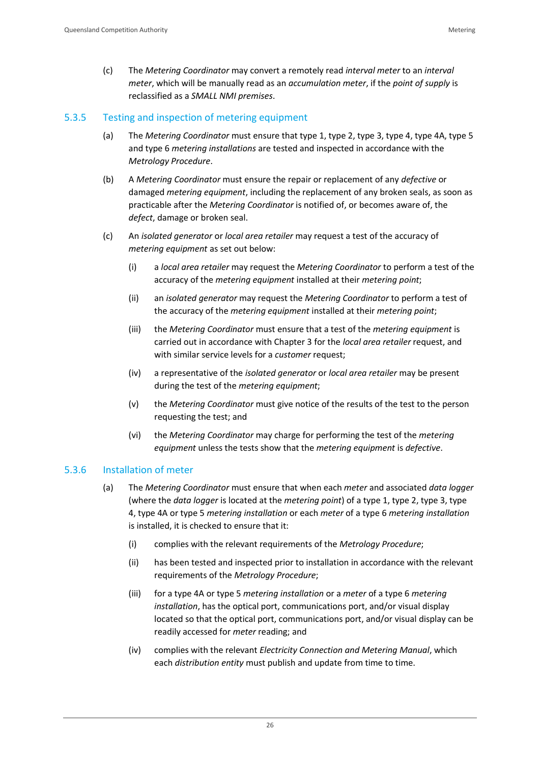(c) The *Metering Coordinator* may convert a remotely read *interval meter* to an *interval meter*, which will be manually read as an *accumulation meter*, if the *point of supply* is reclassified as a *SMALL NMI premises*.

### 5.3.5 Testing and inspection of metering equipment

(a) The *Metering Coordinator* must ensure that type 1, type 2, type 3, type 4, type 4A, type 5 and type 6 *metering installations* are tested and inspected in accordance with the *Metrology Procedure*.

(b) A *Metering Coordinator* must ensure the repair or replacement of any *defective* or damaged *metering equipment*, including the replacement of any broken seals, as soon as practicable after the *Metering Coordinator* is notified of, or becomes aware of, the *defect*, damage or broken seal.

(c) An *isolated generator* or *local area retailer* may request a test of the accuracy of *metering equipment* as set out below:

(i) a *local area retailer* may request the *Metering Coordinator* to perform a test of the accuracy of the *metering equipment* installed at their *metering point*;

(ii) an *isolated generator* may request the *Metering Coordinator* to perform a test of the accuracy of the *metering equipment* installed at their *metering point*;

(iii) the *Metering Coordinator* must ensure that a test of the *metering equipment* is carried out in accordance with Chapter 3 for the *local area retailer* request, and with similar service levels for a *customer* request;

(iv) a representative of the *isolated generator* or *local area retailer* may be present during the test of the *metering equipment*;

(v) the *Metering Coordinator* must give notice of the results of the test to the person requesting the test; and

(vi) the *Metering Coordinator* may charge for performing the test of the *metering equipment* unless the tests show that the *metering equipment* is *defective*.

### 5.3.6 Installation of meter

(a) The *Metering Coordinator* must ensure that when each *meter* and associated *data logger* (where the *data logger* is located at the *metering point*) of a type 1, type 2, type 3, type 4, type 4A or type 5 *metering installation* or each *meter* of a type 6 *metering installation* is installed, it is checked to ensure that it:

(i) complies with the relevant requirements of the *Metrology Procedure*;

(ii) has been tested and inspected prior to installation in accordance with the relevant requirements of the *Metrology Procedure*;

(iii) for a type 4A or type 5 *metering installation* or a *meter* of a type 6 *metering installation*, has the optical port, communications port, and/or visual display located so that the optical port, communications port, and/or visual display can be readily accessed for *meter* reading; and

(iv) complies with the relevant *Electricity Connection and Metering Manual*, which each *distribution entity* must publish and update from time to time.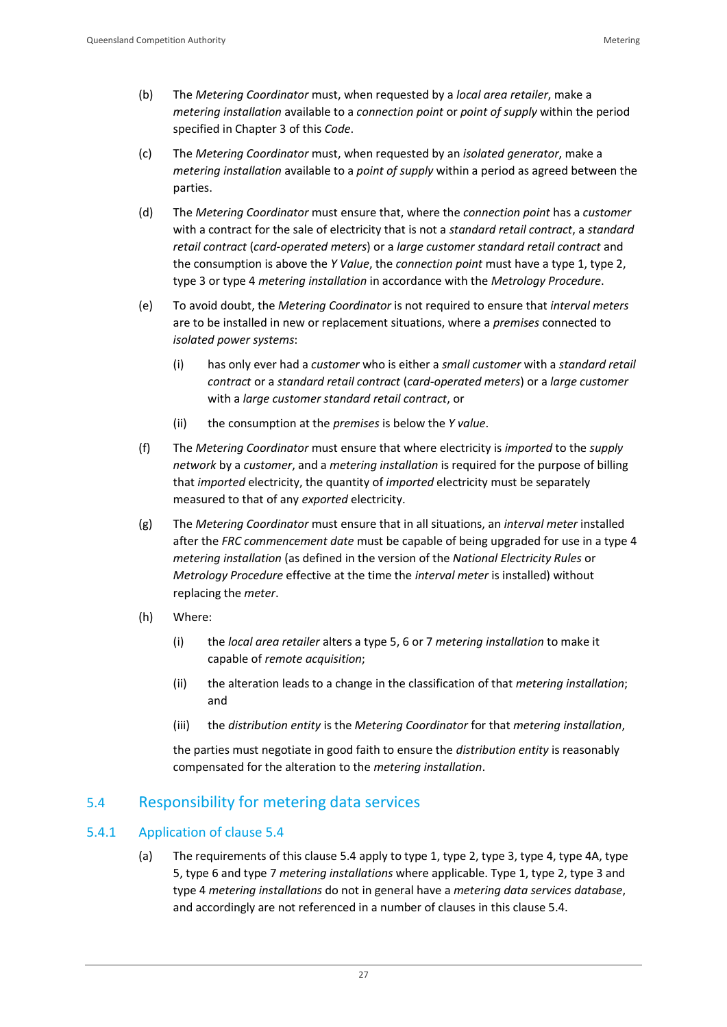(b) The *Metering Coordinator* must, when requested by a *local area retailer*, make a *metering installation* available to a *connection point* or *point of supply* within the period specified in Chapter 3 of this *Code*.

(c) The *Metering Coordinator* must, when requested by an *isolated generator*, make a *metering installation* available to a *point of supply* within a period as agreed between the parties.

(d) The *Metering Coordinator* must ensure that, where the *connection point* has a *customer* with a contract for the sale of electricity that is not a *standard retail contract*, a *standard retail contract* (*card-operated meters*) or a *large customer standard retail contract* and the consumption is above the *Y Value*, the *connection point* must have a type 1, type 2, type 3 or type 4 *metering installation* in accordance with the *Metrology Procedure*.

(e) To avoid doubt, the *Metering Coordinator* is not required to ensure that *interval meters* are to be installed in new or replacement situations, where a *premises* connected to *isolated power systems*:

  (i) has only ever had a *customer* who is either a *small customer* with a *standard retail contract* or a *standard retail contract* (*card-operated meters*) or a *large customer* with a *large customer standard retail contract*, or

  (ii) the consumption at the *premises* is below the *Y value*.

(f) The *Metering Coordinator* must ensure that where electricity is *imported* to the *supply network* by a *customer*, and a *metering installation* is required for the purpose of billing that *imported* electricity, the quantity of *imported* electricity must be separately measured to that of any *exported* electricity.

(g) The *Metering Coordinator* must ensure that in all situations, an *interval meter* installed after the *FRC commencement date* must be capable of being upgraded for use in a type 4 *metering installation* (as defined in the version of the *National Electricity Rules* or *Metrology Procedure* effective at the time the *interval meter* is installed) without replacing the *meter*.

(h) Where:

  (i) the *local area retailer* alters a type 5, 6 or 7 *metering installation* to make it capable of *remote acquisition*;

  (ii) the alteration leads to a change in the classification of that *metering installation*; and

  (iii) the *distribution entity* is the *Metering Coordinator* for that *metering installation*,

  the parties must negotiate in good faith to ensure the *distribution entity* is reasonably compensated for the alteration to the *metering installation*.

## 5.4 Responsibility for metering data services

### 5.4.1 Application of clause 5.4

(a) The requirements of this clause 5.4 apply to type 1, type 2, type 3, type 4, type 4A, type 5, type 6 and type 7 *metering installations* where applicable. Type 1, type 2, type 3 and type 4 *metering installations* do not in general have a *metering data services database*, and accordingly are not referenced in a number of clauses in this clause 5.4.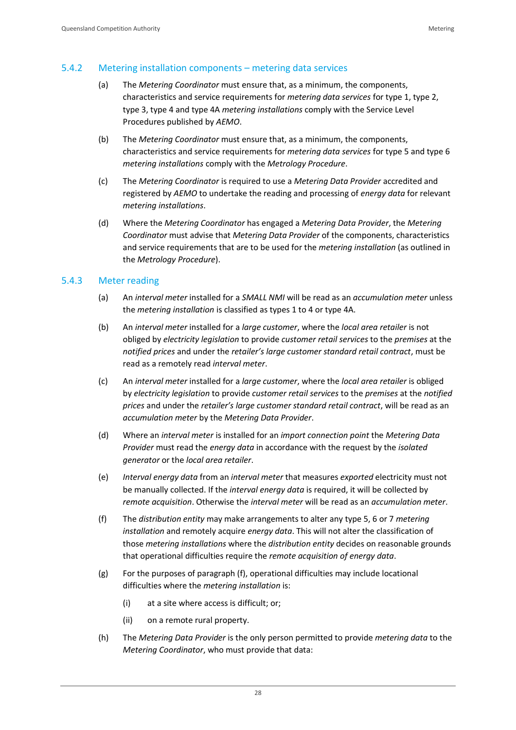### 5.4.2 Metering installation components – metering data services

(a) The *Metering Coordinator* must ensure that, as a minimum, the components, characteristics and service requirements for *metering data services* for type 1, type 2, type 3, type 4 and type 4A *metering installations* comply with the Service Level Procedures published by *AEMO*.

(b) The *Metering Coordinator* must ensure that, as a minimum, the components, characteristics and service requirements for *metering data services* for type 5 and type 6 *metering installations* comply with the *Metrology Procedure*.

(c) The *Metering Coordinator* is required to use a *Metering Data Provider* accredited and registered by *AEMO* to undertake the reading and processing of *energy data* for relevant *metering installations*.

(d) Where the *Metering Coordinator* has engaged a *Metering Data Provider*, the *Metering Coordinator* must advise that *Metering Data Provider* of the components, characteristics and service requirements that are to be used for the *metering installation* (as outlined in the *Metrology Procedure*).

### 5.4.3 Meter reading

(a) An *interval meter* installed for a *SMALL NMI* will be read as an *accumulation meter* unless the *metering installation* is classified as types 1 to 4 or type 4A.

(b) An *interval meter* installed for a *large customer*, where the *local area retailer* is not obliged by *electricity legislation* to provide *customer retail services* to the *premises* at the *notified prices* and under the *retailer's large customer standard retail contract*, must be read as a remotely read *interval meter*.

(c) An *interval meter* installed for a *large customer*, where the *local area retailer* is obliged by *electricity legislation* to provide *customer retail services* to the *premises* at the *notified prices* and under the *retailer's large customer standard retail contract*, will be read as an *accumulation meter* by the *Metering Data Provider*.

(d) Where an *interval meter* is installed for an *import connection point* the *Metering Data Provider* must read the *energy data* in accordance with the request by the *isolated generator* or the *local area retailer*.

(e) *Interval energy data* from an *interval meter* that measures *exported* electricity must not be manually collected. If the *interval energy data* is required, it will be collected by *remote acquisition*. Otherwise the *interval meter* will be read as an *accumulation meter*.

(f) The *distribution entity* may make arrangements to alter any type 5, 6 or 7 *metering installation* and remotely acquire *energy data*. This will not alter the classification of those *metering installations* where the *distribution entity* decides on reasonable grounds that operational difficulties require the *remote acquisition of energy data*.

(g) For the purposes of paragraph (f), operational difficulties may include locational difficulties where the *metering installation* is:

   (i) at a site where access is difficult; or;

   (ii) on a remote rural property.

(h) The *Metering Data Provider* is the only person permitted to provide *metering data* to the *Metering Coordinator*, who must provide that data: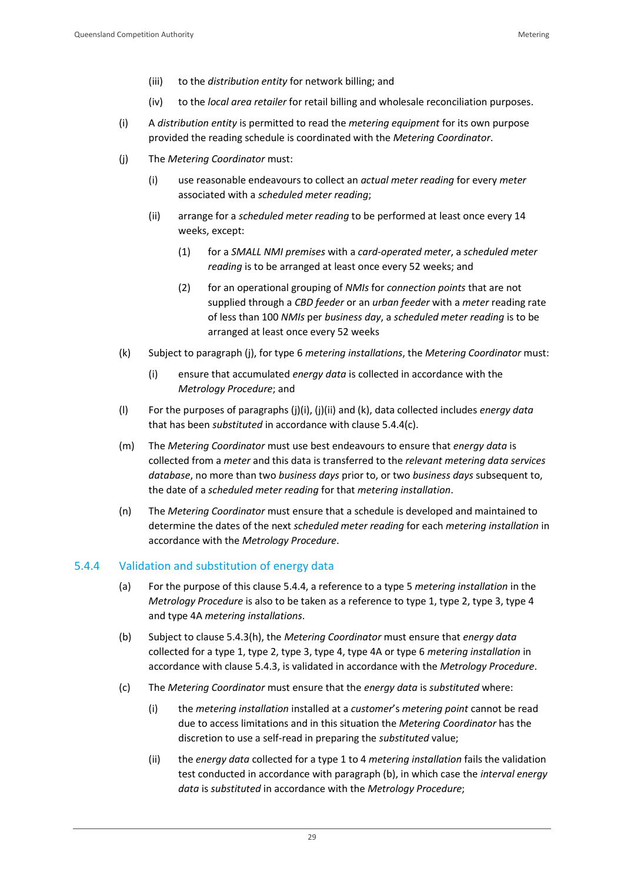(iii) to the *distribution entity* for network billing; and

(iv) to the *local area retailer* for retail billing and wholesale reconciliation purposes.

(i) A *distribution entity* is permitted to read the *metering equipment* for its own purpose provided the reading schedule is coordinated with the *Metering Coordinator*.

(j) The *Metering Coordinator* must:

(i) use reasonable endeavours to collect an *actual meter reading* for every *meter* associated with a *scheduled meter reading*;

(ii) arrange for a *scheduled meter reading* to be performed at least once every 14 weeks, except:

(1) for a *SMALL NMI premises* with a *card-operated meter*, a *scheduled meter reading* is to be arranged at least once every 52 weeks; and

(2) for an operational grouping of *NMIs* for *connection points* that are not supplied through a *CBD feeder* or an *urban feeder* with a *meter* reading rate of less than 100 *NMIs* per *business day*, a *scheduled meter reading* is to be arranged at least once every 52 weeks

(k) Subject to paragraph (j), for type 6 *metering installations*, the *Metering Coordinator* must:

(i) ensure that accumulated *energy data* is collected in accordance with the *Metrology Procedure*; and

(l) For the purposes of paragraphs (j)(i), (j)(ii) and (k), data collected includes *energy data* that has been *substituted* in accordance with clause 5.4.4(c).

(m) The *Metering Coordinator* must use best endeavours to ensure that *energy data* is collected from a *meter* and this data is transferred to the *relevant metering data services database*, no more than two *business days* prior to, or two *business days* subsequent to, the date of a *scheduled meter reading* for that *metering installation*.

(n) The *Metering Coordinator* must ensure that a schedule is developed and maintained to determine the dates of the next *scheduled meter reading* for each *metering installation* in accordance with the *Metrology Procedure*.

### 5.4.4 Validation and substitution of energy data

(a) For the purpose of this clause 5.4.4, a reference to a type 5 *metering installation* in the *Metrology Procedure* is also to be taken as a reference to type 1, type 2, type 3, type 4 and type 4A *metering installations*.

(b) Subject to clause 5.4.3(h), the *Metering Coordinator* must ensure that *energy data* collected for a type 1, type 2, type 3, type 4, type 4A or type 6 *metering installation* in accordance with clause 5.4.3, is validated in accordance with the *Metrology Procedure*.

(c) The *Metering Coordinator* must ensure that the *energy data* is *substituted* where:

(i) the *metering installation* installed at a *customer*'s *metering point* cannot be read due to access limitations and in this situation the *Metering Coordinator* has the discretion to use a self-read in preparing the *substituted* value;

(ii) the *energy data* collected for a type 1 to 4 *metering installation* fails the validation test conducted in accordance with paragraph (b), in which case the *interval energy data* is *substituted* in accordance with the *Metrology Procedure*;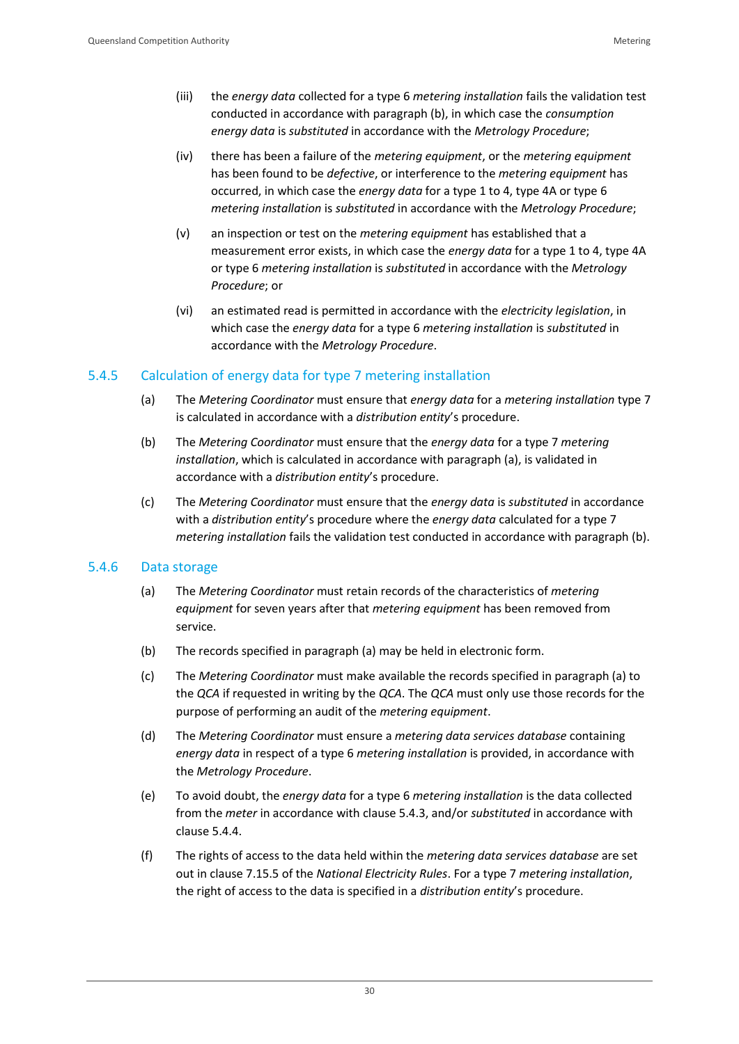(iii) the *energy data* collected for a type 6 *metering installation* fails the validation test conducted in accordance with paragraph (b), in which case the *consumption energy data* is *substituted* in accordance with the *Metrology Procedure*;

(iv) there has been a failure of the *metering equipment*, or the *metering equipment* has been found to be *defective*, or interference to the *metering equipment* has occurred, in which case the *energy data* for a type 1 to 4, type 4A or type 6 *metering installation* is *substituted* in accordance with the *Metrology Procedure*;

(v) an inspection or test on the *metering equipment* has established that a measurement error exists, in which case the *energy data* for a type 1 to 4, type 4A or type 6 *metering installation* is *substituted* in accordance with the *Metrology Procedure*; or

(vi) an estimated read is permitted in accordance with the *electricity legislation*, in which case the *energy data* for a type 6 *metering installation* is *substituted* in accordance with the *Metrology Procedure*.

### 5.4.5 Calculation of energy data for type 7 metering installation

(a) The *Metering Coordinator* must ensure that *energy data* for a *metering installation* type 7 is calculated in accordance with a *distribution entity*'s procedure.

(b) The *Metering Coordinator* must ensure that the *energy data* for a type 7 *metering installation*, which is calculated in accordance with paragraph (a), is validated in accordance with a *distribution entity*'s procedure.

(c) The *Metering Coordinator* must ensure that the *energy data* is *substituted* in accordance with a *distribution entity*'s procedure where the *energy data* calculated for a type 7 *metering installation* fails the validation test conducted in accordance with paragraph (b).

### 5.4.6 Data storage

(a) The *Metering Coordinator* must retain records of the characteristics of *metering equipment* for seven years after that *metering equipment* has been removed from service.

(b) The records specified in paragraph (a) may be held in electronic form.

(c) The *Metering Coordinator* must make available the records specified in paragraph (a) to the *QCA* if requested in writing by the *QCA*. The *QCA* must only use those records for the purpose of performing an audit of the *metering equipment*.

(d) The *Metering Coordinator* must ensure a *metering data services database* containing *energy data* in respect of a type 6 *metering installation* is provided, in accordance with the *Metrology Procedure*.

(e) To avoid doubt, the *energy data* for a type 6 *metering installation* is the data collected from the *meter* in accordance with clause 5.4.3, and/or *substituted* in accordance with clause 5.4.4.

(f) The rights of access to the data held within the *metering data services database* are set out in clause 7.15.5 of the *National Electricity Rules*. For a type 7 *metering installation*, the right of access to the data is specified in a *distribution entity*'s procedure.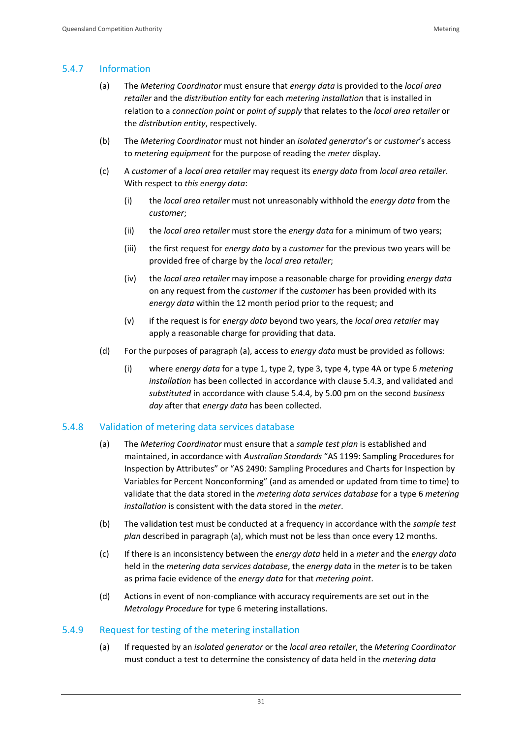### 5.4.7 Information

(a) The *Metering Coordinator* must ensure that *energy data* is provided to the *local area retailer* and the *distribution entity* for each *metering installation* that is installed in relation to a *connection point* or *point of supply* that relates to the *local area retailer* or the *distribution entity*, respectively.

(b) The *Metering Coordinator* must not hinder an *isolated generator*'s or *customer*'s access to *metering equipment* for the purpose of reading the *meter* display.

(c) A *customer* of a *local area retailer* may request its *energy data* from *local area retailer*. With respect to *this energy data*:

  (i) the *local area retailer* must not unreasonably withhold the *energy data* from the *customer*;

  (ii) the *local area retailer* must store the *energy data* for a minimum of two years;

  (iii) the first request for *energy data* by a *customer* for the previous two years will be provided free of charge by the *local area retailer*;

  (iv) the *local area retailer* may impose a reasonable charge for providing *energy data* on any request from the *customer* if the *customer* has been provided with its *energy data* within the 12 month period prior to the request; and

  (v) if the request is for *energy data* beyond two years, the *local area retailer* may apply a reasonable charge for providing that data.

(d) For the purposes of paragraph (a), access to *energy data* must be provided as follows:

  (i) where *energy data* for a type 1, type 2, type 3, type 4, type 4A or type 6 *metering installation* has been collected in accordance with clause 5.4.3, and validated and *substituted* in accordance with clause 5.4.4, by 5.00 pm on the second *business day* after that *energy data* has been collected.

### 5.4.8 Validation of metering data services database

(a) The *Metering Coordinator* must ensure that a *sample test plan* is established and maintained, in accordance with *Australian Standards* "AS 1199: Sampling Procedures for Inspection by Attributes" or "AS 2490: Sampling Procedures and Charts for Inspection by Variables for Percent Nonconforming" (and as amended or updated from time to time) to validate that the data stored in the *metering data services database* for a type 6 *metering installation* is consistent with the data stored in the *meter*.

(b) The validation test must be conducted at a frequency in accordance with the *sample test plan* described in paragraph (a), which must not be less than once every 12 months.

(c) If there is an inconsistency between the *energy data* held in a *meter* and the *energy data* held in the *metering data services database*, the *energy data* in the *meter* is to be taken as prima facie evidence of the *energy data* for that *metering point*.

(d) Actions in event of non-compliance with accuracy requirements are set out in the *Metrology Procedure* for type 6 metering installations.

### 5.4.9 Request for testing of the metering installation

(a) If requested by an *isolated generator* or the *local area retailer*, the *Metering Coordinator* must conduct a test to determine the consistency of data held in the *metering data*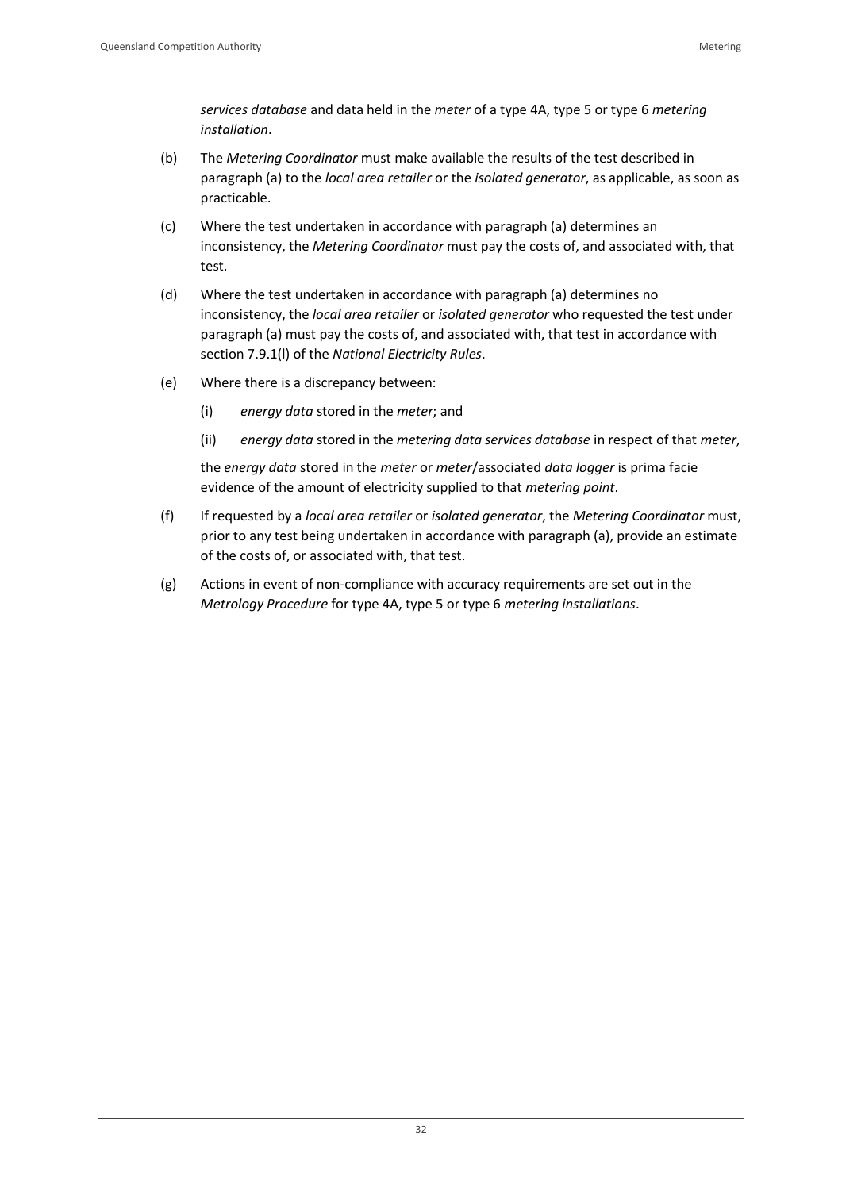*services database* and data held in the *meter* of a type 4A, type 5 or type 6 *metering installation*.

(b) The *Metering Coordinator* must make available the results of the test described in paragraph (a) to the *local area retailer* or the *isolated generator*, as applicable, as soon as practicable.

(c) Where the test undertaken in accordance with paragraph (a) determines an inconsistency, the *Metering Coordinator* must pay the costs of, and associated with, that test.

(d) Where the test undertaken in accordance with paragraph (a) determines no inconsistency, the *local area retailer* or *isolated generator* who requested the test under paragraph (a) must pay the costs of, and associated with, that test in accordance with section 7.9.1(l) of the *National Electricity Rules*.

(e) Where there is a discrepancy between:

  (i) *energy data* stored in the *meter*; and

  (ii) *energy data* stored in the *metering data services database* in respect of that *meter*,

  the *energy data* stored in the *meter* or *meter*/associated *data logger* is prima facie evidence of the amount of electricity supplied to that *metering point*.

(f) If requested by a *local area retailer* or *isolated generator*, the *Metering Coordinator* must, prior to any test being undertaken in accordance with paragraph (a), provide an estimate of the costs of, or associated with, that test.

(g) Actions in event of non-compliance with accuracy requirements are set out in the *Metrology Procedure* for type 4A, type 5 or type 6 *metering installations*.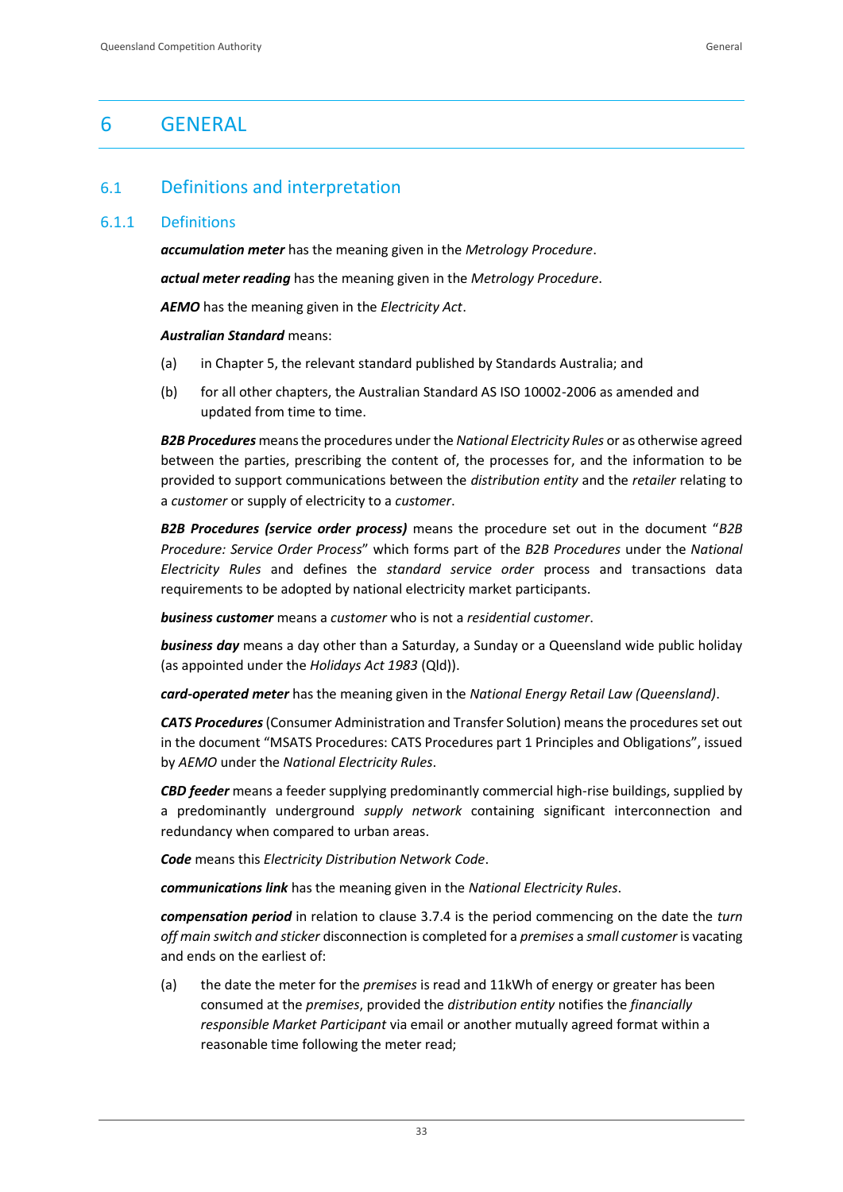# 6 GENERAL

## 6.1 Definitions and interpretation

### 6.1.1 Definitions

***accumulation meter*** has the meaning given in the *Metrology Procedure*.

***actual meter reading*** has the meaning given in the *Metrology Procedure*.

***AEMO*** has the meaning given in the *Electricity Act*.

***Australian Standard*** means:

(a) in Chapter 5, the relevant standard published by Standards Australia; and

(b) for all other chapters, the Australian Standard AS ISO 10002-2006 as amended and updated from time to time.

***B2B Procedures*** means the procedures under the *National Electricity Rules* or as otherwise agreed between the parties, prescribing the content of, the processes for, and the information to be provided to support communications between the *distribution entity* and the *retailer* relating to a *customer* or supply of electricity to a *customer*.

***B2B Procedures (service order process)*** means the procedure set out in the document "*B2B Procedure: Service Order Process*" which forms part of the *B2B Procedures* under the *National Electricity Rules* and defines the *standard service order* process and transactions data requirements to be adopted by national electricity market participants.

***business customer*** means a *customer* who is not a *residential customer*.

***business day*** means a day other than a Saturday, a Sunday or a Queensland wide public holiday (as appointed under the *Holidays Act 1983* (Qld)).

***card-operated meter*** has the meaning given in the *National Energy Retail Law (Queensland)*.

***CATS Procedures*** (Consumer Administration and Transfer Solution) means the procedures set out in the document "MSATS Procedures: CATS Procedures part 1 Principles and Obligations", issued by *AEMO* under the *National Electricity Rules*.

***CBD feeder*** means a feeder supplying predominantly commercial high-rise buildings, supplied by a predominantly underground *supply network* containing significant interconnection and redundancy when compared to urban areas.

***Code*** means this *Electricity Distribution Network Code*.

***communications link*** has the meaning given in the *National Electricity Rules*.

***compensation period*** in relation to clause 3.7.4 is the period commencing on the date the *turn off main switch and sticker* disconnection is completed for a *premises* a *small customer* is vacating and ends on the earliest of:

(a) the date the meter for the *premises* is read and 11kWh of energy or greater has been consumed at the *premises*, provided the *distribution entity* notifies the *financially responsible Market Participant* via email or another mutually agreed format within a reasonable time following the meter read;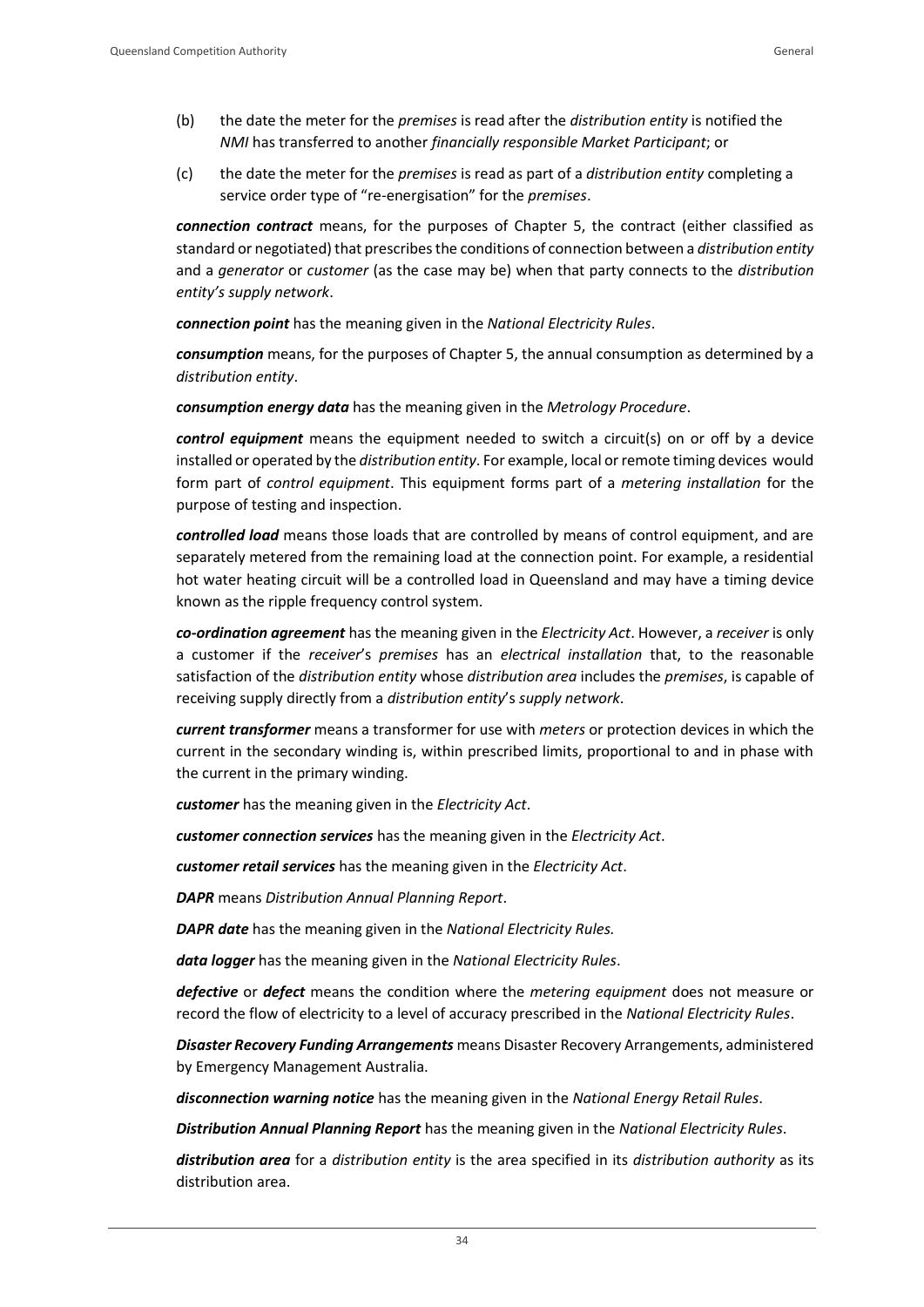(b) the date the meter for the *premises* is read after the *distribution entity* is notified the *NMI* has transferred to another *financially responsible Market Participant*; or

(c) the date the meter for the *premises* is read as part of a *distribution entity* completing a service order type of "re-energisation" for the *premises*.

***connection contract*** means, for the purposes of Chapter 5, the contract (either classified as standard or negotiated) that prescribes the conditions of connection between a *distribution entity* and a *generator* or *customer* (as the case may be) when that party connects to the *distribution entity's supply network*.

***connection point*** has the meaning given in the *National Electricity Rules*.

***consumption*** means, for the purposes of Chapter 5, the annual consumption as determined by a *distribution entity*.

***consumption energy data*** has the meaning given in the *Metrology Procedure*.

***control equipment*** means the equipment needed to switch a circuit(s) on or off by a device installed or operated by the *distribution entity*. For example, local or remote timing devices would form part of *control equipment*. This equipment forms part of a *metering installation* for the purpose of testing and inspection.

***controlled load*** means those loads that are controlled by means of control equipment, and are separately metered from the remaining load at the connection point. For example, a residential hot water heating circuit will be a controlled load in Queensland and may have a timing device known as the ripple frequency control system.

***co-ordination agreement*** has the meaning given in the *Electricity Act*. However, a *receiver* is only a customer if the *receiver*'s *premises* has an *electrical installation* that, to the reasonable satisfaction of the *distribution entity* whose *distribution area* includes the *premises*, is capable of receiving supply directly from a *distribution entity*'s *supply network*.

***current transformer*** means a transformer for use with *meters* or protection devices in which the current in the secondary winding is, within prescribed limits, proportional to and in phase with the current in the primary winding.

***customer*** has the meaning given in the *Electricity Act*.

***customer connection services*** has the meaning given in the *Electricity Act*.

***customer retail services*** has the meaning given in the *Electricity Act*.

***DAPR*** means *Distribution Annual Planning Report*.

***DAPR date*** has the meaning given in the *National Electricity Rules.*

***data logger*** has the meaning given in the *National Electricity Rules*.

***defective*** or ***defect*** means the condition where the *metering equipment* does not measure or record the flow of electricity to a level of accuracy prescribed in the *National Electricity Rules*.

***Disaster Recovery Funding Arrangements*** means Disaster Recovery Arrangements, administered by Emergency Management Australia.

***disconnection warning notice*** has the meaning given in the *National Energy Retail Rules*.

***Distribution Annual Planning Report*** has the meaning given in the *National Electricity Rules*.

***distribution area*** for a *distribution entity* is the area specified in its *distribution authority* as its distribution area.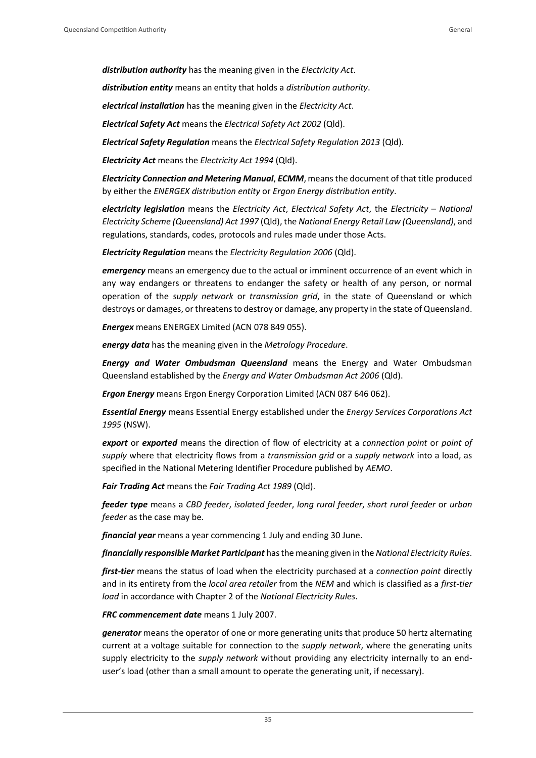***distribution authority*** has the meaning given in the *Electricity Act*.

***distribution entity*** means an entity that holds a *distribution authority*.

***electrical installation*** has the meaning given in the *Electricity Act*.

***Electrical Safety Act*** means the *Electrical Safety Act 2002* (Qld).

***Electrical Safety Regulation*** means the *Electrical Safety Regulation 2013* (Qld).

***Electricity Act*** means the *Electricity Act 1994* (Qld).

***Electricity Connection and Metering Manual***, ***ECMM***, means the document of that title produced by either the *ENERGEX distribution entity* or *Ergon Energy distribution entity*.

***electricity legislation*** means the *Electricity Act*, *Electrical Safety Act*, the *Electricity – National Electricity Scheme (Queensland) Act 1997* (Qld), the *National Energy Retail Law (Queensland)*, and regulations, standards, codes, protocols and rules made under those Acts.

***Electricity Regulation*** means the *Electricity Regulation 2006* (Qld).

***emergency*** means an emergency due to the actual or imminent occurrence of an event which in any way endangers or threatens to endanger the safety or health of any person, or normal operation of the *supply network* or *transmission grid*, in the state of Queensland or which destroys or damages, or threatens to destroy or damage, any property in the state of Queensland.

***Energex*** means ENERGEX Limited (ACN 078 849 055).

***energy data*** has the meaning given in the *Metrology Procedure*.

***Energy and Water Ombudsman Queensland*** means the Energy and Water Ombudsman Queensland established by the *Energy and Water Ombudsman Act 2006* (Qld).

***Ergon Energy*** means Ergon Energy Corporation Limited (ACN 087 646 062).

***Essential Energy*** means Essential Energy established under the *Energy Services Corporations Act 1995* (NSW).

***export*** or ***exported*** means the direction of flow of electricity at a *connection point* or *point of supply* where that electricity flows from a *transmission grid* or a *supply network* into a load, as specified in the National Metering Identifier Procedure published by *AEMO*.

***Fair Trading Act*** means the *Fair Trading Act 1989* (Qld).

***feeder type*** means a *CBD feeder*, *isolated feeder*, *long rural feeder*, *short rural feeder* or *urban feeder* as the case may be.

***financial year*** means a year commencing 1 July and ending 30 June.

***financially responsible Market Participant*** has the meaning given in the *National Electricity Rules*.

***first-tier*** means the status of load when the electricity purchased at a *connection point* directly and in its entirety from the *local area retailer* from the *NEM* and which is classified as a *first-tier load* in accordance with Chapter 2 of the *National Electricity Rules*.

***FRC commencement date*** means 1 July 2007.

***generator*** means the operator of one or more generating units that produce 50 hertz alternating current at a voltage suitable for connection to the *supply network*, where the generating units supply electricity to the *supply network* without providing any electricity internally to an end-user's load (other than a small amount to operate the generating unit, if necessary).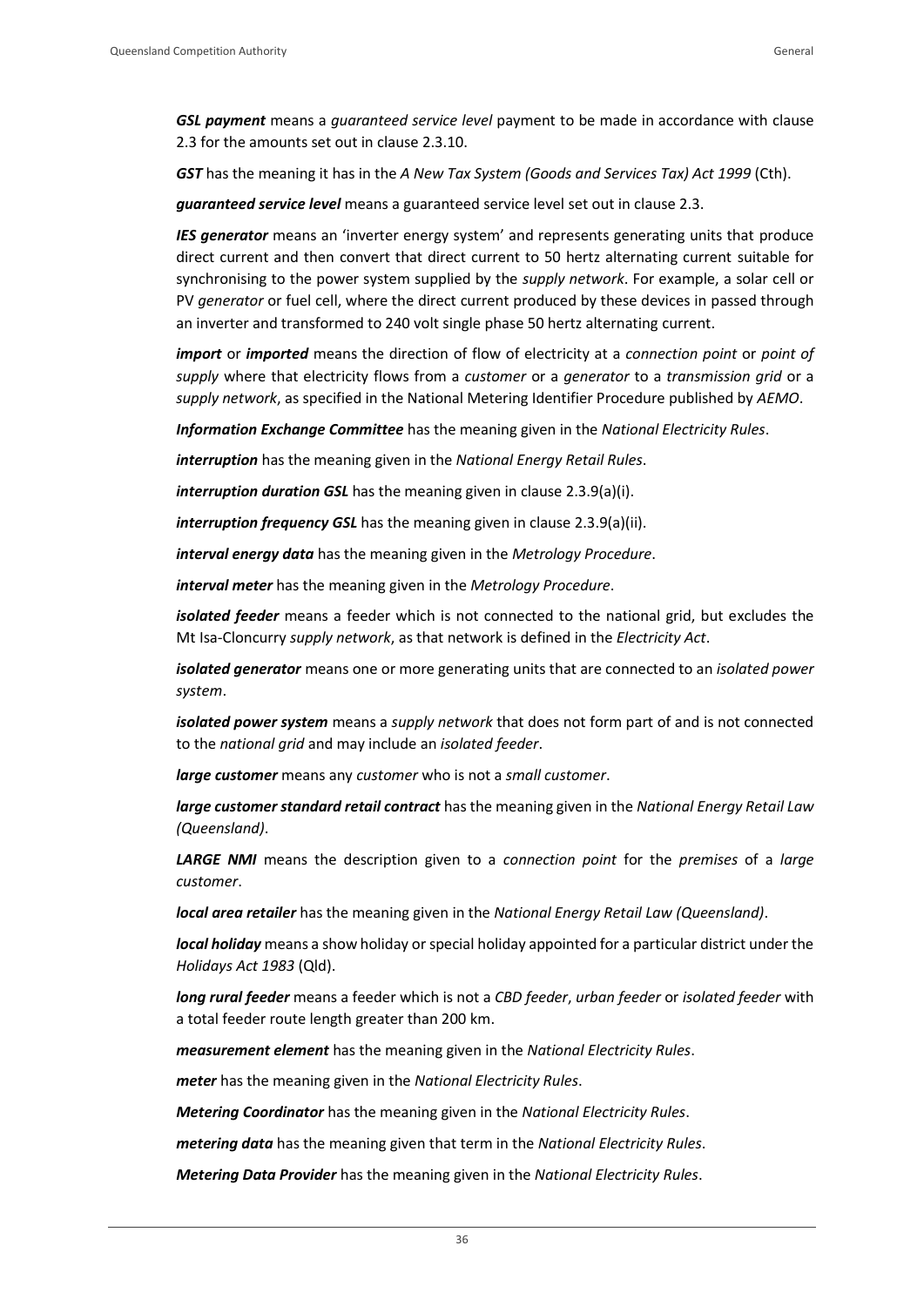***GSL payment*** means a *guaranteed service level* payment to be made in accordance with clause 2.3 for the amounts set out in clause 2.3.10.

***GST*** has the meaning it has in the *A New Tax System (Goods and Services Tax) Act 1999* (Cth).

***guaranteed service level*** means a guaranteed service level set out in clause 2.3.

***IES generator*** means an 'inverter energy system' and represents generating units that produce direct current and then convert that direct current to 50 hertz alternating current suitable for synchronising to the power system supplied by the *supply network*. For example, a solar cell or PV *generator* or fuel cell, where the direct current produced by these devices in passed through an inverter and transformed to 240 volt single phase 50 hertz alternating current.

***import*** or ***imported*** means the direction of flow of electricity at a *connection point* or *point of supply* where that electricity flows from a *customer* or a *generator* to a *transmission grid* or a *supply network*, as specified in the National Metering Identifier Procedure published by *AEMO*.

***Information Exchange Committee*** has the meaning given in the *National Electricity Rules*.

***interruption*** has the meaning given in the *National Energy Retail Rules*.

***interruption duration GSL*** has the meaning given in clause 2.3.9(a)(i).

***interruption frequency GSL*** has the meaning given in clause 2.3.9(a)(ii).

***interval energy data*** has the meaning given in the *Metrology Procedure*.

***interval meter*** has the meaning given in the *Metrology Procedure*.

***isolated feeder*** means a feeder which is not connected to the national grid, but excludes the Mt Isa-Cloncurry *supply network*, as that network is defined in the *Electricity Act*.

***isolated generator*** means one or more generating units that are connected to an *isolated power system*.

***isolated power system*** means a *supply network* that does not form part of and is not connected to the *national grid* and may include an *isolated feeder*.

***large customer*** means any *customer* who is not a *small customer*.

***large customer standard retail contract*** has the meaning given in the *National Energy Retail Law (Queensland)*.

***LARGE NMI*** means the description given to a *connection point* for the *premises* of a *large customer*.

***local area retailer*** has the meaning given in the *National Energy Retail Law (Queensland)*.

***local holiday*** means a show holiday or special holiday appointed for a particular district under the *Holidays Act 1983* (Qld).

***long rural feeder*** means a feeder which is not a *CBD feeder*, *urban feeder* or *isolated feeder* with a total feeder route length greater than 200 km.

***measurement element*** has the meaning given in the *National Electricity Rules*.

***meter*** has the meaning given in the *National Electricity Rules*.

***Metering Coordinator*** has the meaning given in the *National Electricity Rules*.

***metering data*** has the meaning given that term in the *National Electricity Rules*.

***Metering Data Provider*** has the meaning given in the *National Electricity Rules*.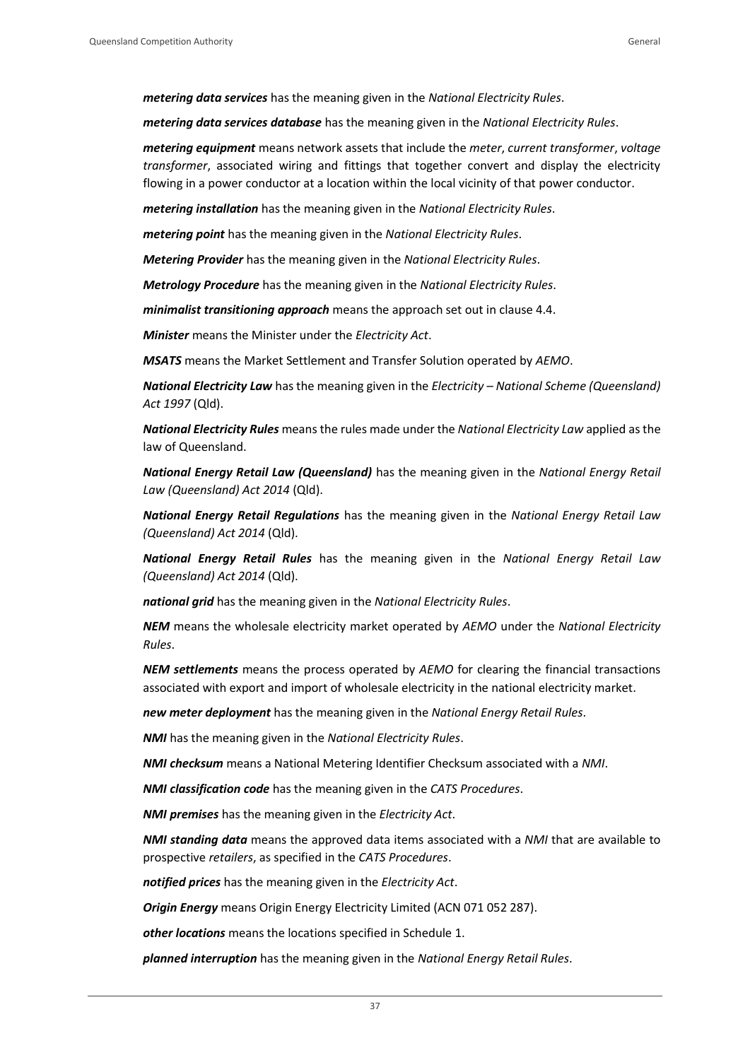***metering data services*** has the meaning given in the *National Electricity Rules*.

***metering data services database*** has the meaning given in the *National Electricity Rules*.

***metering equipment*** means network assets that include the *meter*, *current transformer*, *voltage transformer*, associated wiring and fittings that together convert and display the electricity flowing in a power conductor at a location within the local vicinity of that power conductor.

***metering installation*** has the meaning given in the *National Electricity Rules*.

***metering point*** has the meaning given in the *National Electricity Rules*.

***Metering Provider*** has the meaning given in the *National Electricity Rules*.

***Metrology Procedure*** has the meaning given in the *National Electricity Rules*.

***minimalist transitioning approach*** means the approach set out in clause 4.4.

***Minister*** means the Minister under the *Electricity Act*.

***MSATS*** means the Market Settlement and Transfer Solution operated by *AEMO*.

***National Electricity Law*** has the meaning given in the *Electricity – National Scheme (Queensland) Act 1997* (Qld).

***National Electricity Rules*** means the rules made under the *National Electricity Law* applied as the law of Queensland.

***National Energy Retail Law (Queensland)*** has the meaning given in the *National Energy Retail Law (Queensland) Act 2014* (Qld).

***National Energy Retail Regulations*** has the meaning given in the *National Energy Retail Law (Queensland) Act 2014* (Qld).

***National Energy Retail Rules*** has the meaning given in the *National Energy Retail Law (Queensland) Act 2014* (Qld).

***national grid*** has the meaning given in the *National Electricity Rules*.

***NEM*** means the wholesale electricity market operated by *AEMO* under the *National Electricity Rules*.

***NEM settlements*** means the process operated by *AEMO* for clearing the financial transactions associated with export and import of wholesale electricity in the national electricity market.

***new meter deployment*** has the meaning given in the *National Energy Retail Rules*.

***NMI*** has the meaning given in the *National Electricity Rules*.

***NMI checksum*** means a National Metering Identifier Checksum associated with a *NMI*.

***NMI classification code*** has the meaning given in the *CATS Procedures*.

***NMI premises*** has the meaning given in the *Electricity Act*.

***NMI standing data*** means the approved data items associated with a *NMI* that are available to prospective *retailers*, as specified in the *CATS Procedures*.

***notified prices*** has the meaning given in the *Electricity Act*.

***Origin Energy*** means Origin Energy Electricity Limited (ACN 071 052 287).

***other locations*** means the locations specified in Schedule 1.

***planned interruption*** has the meaning given in the *National Energy Retail Rules*.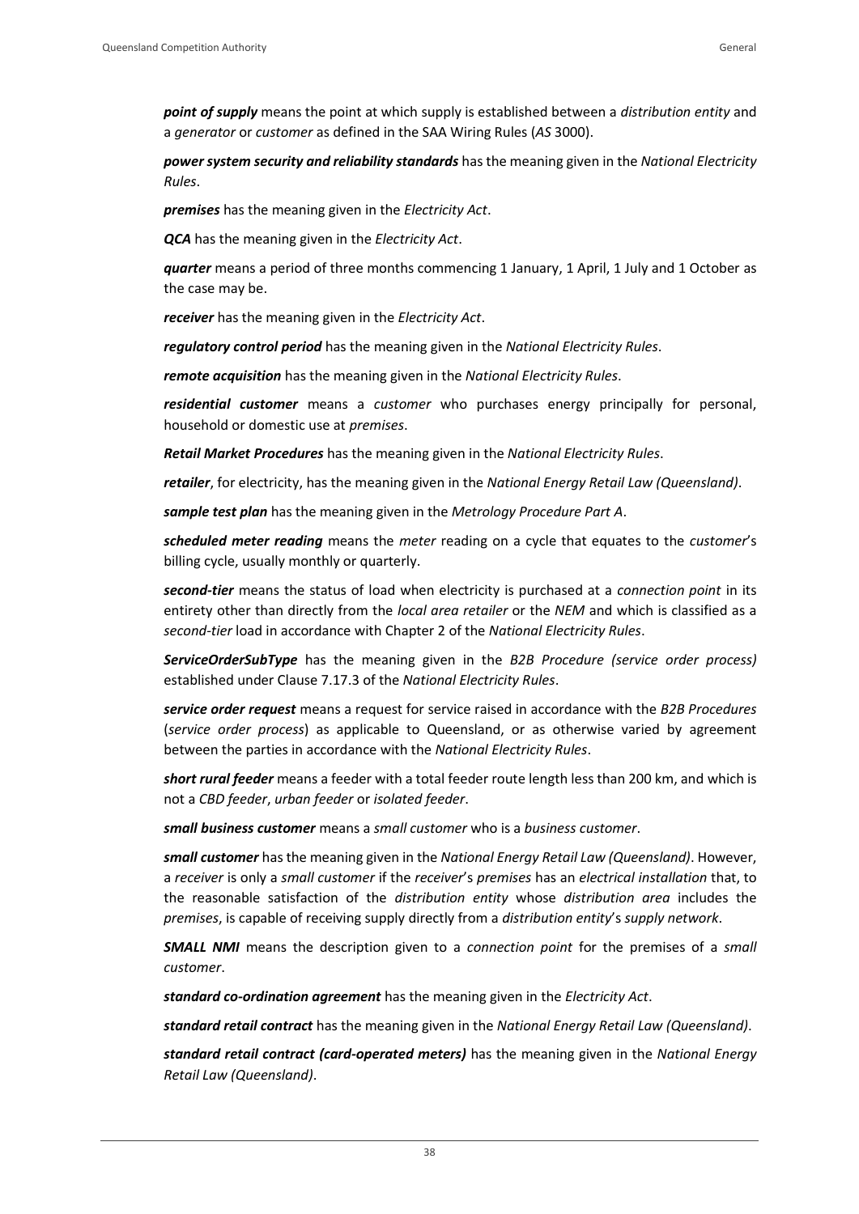***point of supply*** means the point at which supply is established between a *distribution entity* and a *generator* or *customer* as defined in the SAA Wiring Rules (*AS* 3000).

***power system security and reliability standards*** has the meaning given in the *National Electricity Rules*.

***premises*** has the meaning given in the *Electricity Act*.

***QCA*** has the meaning given in the *Electricity Act*.

***quarter*** means a period of three months commencing 1 January, 1 April, 1 July and 1 October as the case may be.

***receiver*** has the meaning given in the *Electricity Act*.

***regulatory control period*** has the meaning given in the *National Electricity Rules*.

***remote acquisition*** has the meaning given in the *National Electricity Rules*.

***residential customer*** means a *customer* who purchases energy principally for personal, household or domestic use at *premises*.

***Retail Market Procedures*** has the meaning given in the *National Electricity Rules*.

***retailer***, for electricity, has the meaning given in the *National Energy Retail Law (Queensland)*.

***sample test plan*** has the meaning given in the *Metrology Procedure Part A*.

***scheduled meter reading*** means the *meter* reading on a cycle that equates to the *customer*'s billing cycle, usually monthly or quarterly.

***second-tier*** means the status of load when electricity is purchased at a *connection point* in its entirety other than directly from the *local area retailer* or the *NEM* and which is classified as a *second-tier* load in accordance with Chapter 2 of the *National Electricity Rules*.

***ServiceOrderSubType*** has the meaning given in the *B2B Procedure (service order process)* established under Clause 7.17.3 of the *National Electricity Rules*.

***service order request*** means a request for service raised in accordance with the *B2B Procedures* (*service order process*) as applicable to Queensland, or as otherwise varied by agreement between the parties in accordance with the *National Electricity Rules*.

***short rural feeder*** means a feeder with a total feeder route length less than 200 km, and which is not a *CBD feeder*, *urban feeder* or *isolated feeder*.

***small business customer*** means a *small customer* who is a *business customer*.

***small customer*** has the meaning given in the *National Energy Retail Law (Queensland)*. However, a *receiver* is only a *small customer* if the *receiver*'s *premises* has an *electrical installation* that, to the reasonable satisfaction of the *distribution entity* whose *distribution area* includes the *premises*, is capable of receiving supply directly from a *distribution entity*'s *supply network*.

***SMALL NMI*** means the description given to a *connection point* for the premises of a *small customer*.

***standard co-ordination agreement*** has the meaning given in the *Electricity Act*.

***standard retail contract*** has the meaning given in the *National Energy Retail Law (Queensland)*.

***standard retail contract (card-operated meters)*** has the meaning given in the *National Energy Retail Law (Queensland)*.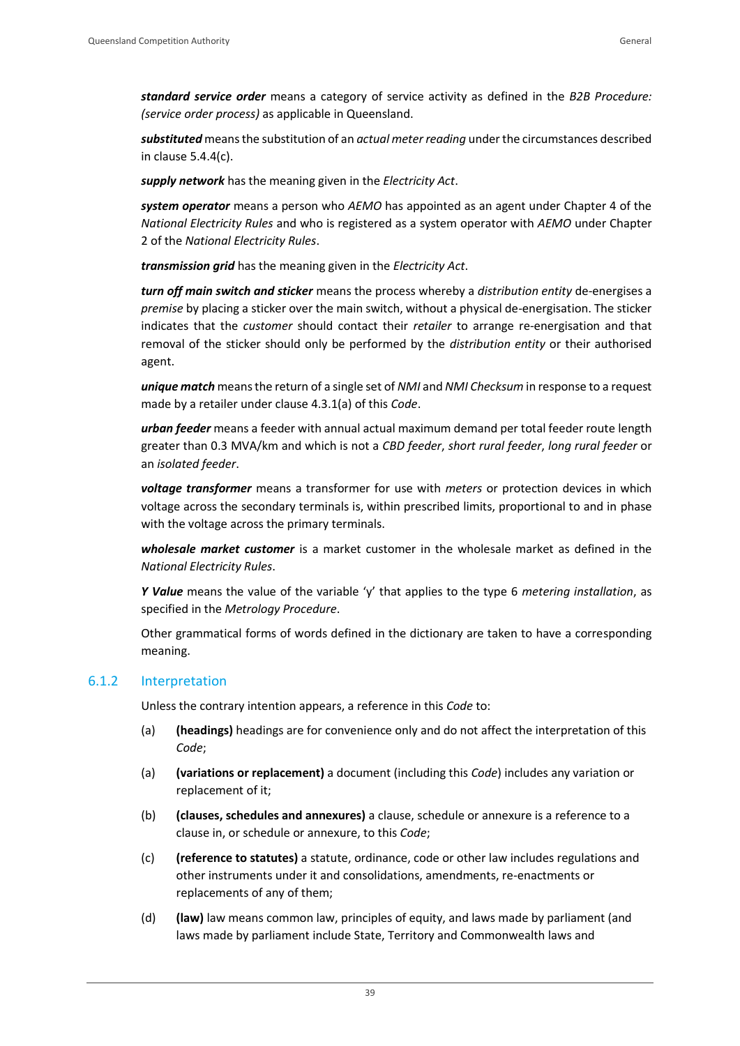***standard service order*** means a category of service activity as defined in the *B2B Procedure: (service order process)* as applicable in Queensland.

***substituted*** means the substitution of an *actual meter reading* under the circumstances described in clause 5.4.4(c).

***supply network*** has the meaning given in the *Electricity Act*.

***system operator*** means a person who *AEMO* has appointed as an agent under Chapter 4 of the *National Electricity Rules* and who is registered as a system operator with *AEMO* under Chapter 2 of the *National Electricity Rules*.

***transmission grid*** has the meaning given in the *Electricity Act*.

***turn off main switch and sticker*** means the process whereby a *distribution entity* de-energises a *premise* by placing a sticker over the main switch, without a physical de-energisation. The sticker indicates that the *customer* should contact their *retailer* to arrange re-energisation and that removal of the sticker should only be performed by the *distribution entity* or their authorised agent.

***unique match*** means the return of a single set of *NMI* and *NMI Checksum* in response to a request made by a retailer under clause 4.3.1(a) of this *Code*.

***urban feeder*** means a feeder with annual actual maximum demand per total feeder route length greater than 0.3 MVA/km and which is not a *CBD feeder*, *short rural feeder*, *long rural feeder* or an *isolated feeder*.

***voltage transformer*** means a transformer for use with *meters* or protection devices in which voltage across the secondary terminals is, within prescribed limits, proportional to and in phase with the voltage across the primary terminals.

***wholesale market customer*** is a market customer in the wholesale market as defined in the *National Electricity Rules*.

***Y Value*** means the value of the variable 'y' that applies to the type 6 *metering installation*, as specified in the *Metrology Procedure*.

Other grammatical forms of words defined in the dictionary are taken to have a corresponding meaning.

### 6.1.2 Interpretation

Unless the contrary intention appears, a reference in this *Code* to:

(a) **(headings)** headings are for convenience only and do not affect the interpretation of this *Code*;

(a) **(variations or replacement)** a document (including this *Code*) includes any variation or replacement of it;

(b) **(clauses, schedules and annexures)** a clause, schedule or annexure is a reference to a clause in, or schedule or annexure, to this *Code*;

(c) **(reference to statutes)** a statute, ordinance, code or other law includes regulations and other instruments under it and consolidations, amendments, re-enactments or replacements of any of them;

(d) **(law)** law means common law, principles of equity, and laws made by parliament (and laws made by parliament include State, Territory and Commonwealth laws and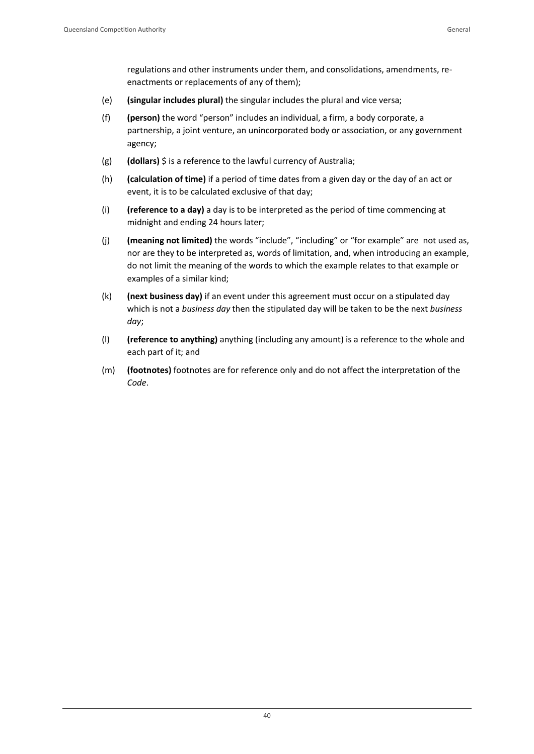regulations and other instruments under them, and consolidations, amendments, re-enactments or replacements of any of them);

(e) **(singular includes plural)** the singular includes the plural and vice versa;

(f) **(person)** the word "person" includes an individual, a firm, a body corporate, a partnership, a joint venture, an unincorporated body or association, or any government agency;

(g) **(dollars)** $ is a reference to the lawful currency of Australia;

(h) **(calculation of time)** if a period of time dates from a given day or the day of an act or event, it is to be calculated exclusive of that day;

(i) **(reference to a day)** a day is to be interpreted as the period of time commencing at midnight and ending 24 hours later;

(j) **(meaning not limited)** the words "include", "including" or "for example" are not used as, nor are they to be interpreted as, words of limitation, and, when introducing an example, do not limit the meaning of the words to which the example relates to that example or examples of a similar kind;

(k) **(next business day)** if an event under this agreement must occur on a stipulated day which is not a *business day* then the stipulated day will be taken to be the next *business day*;

(l) **(reference to anything)** anything (including any amount) is a reference to the whole and each part of it; and

(m) **(footnotes)** footnotes are for reference only and do not affect the interpretation of the *Code*.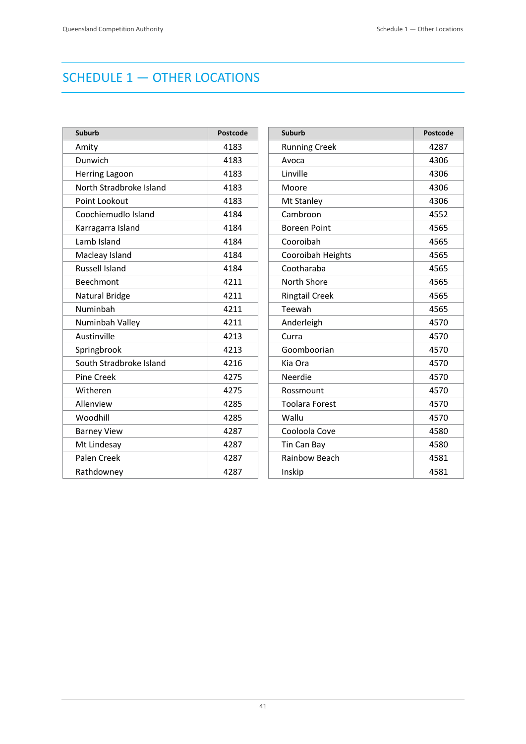# SCHEDULE 1 — OTHER LOCATIONS

| Suburb | Postcode |
|---|---|
| Amity | 4183 |
| Dunwich | 4183 |
| Herring Lagoon | 4183 |
| North Stradbroke Island | 4183 |
| Point Lookout | 4183 |
| Coochiemudlo Island | 4184 |
| Karragarra Island | 4184 |
| Lamb Island | 4184 |
| Macleay Island | 4184 |
| Russell Island | 4184 |
| Beechmont | 4211 |
| Natural Bridge | 4211 |
| Numinbah | 4211 |
| Numinbah Valley | 4211 |
| Austinville | 4213 |
| Springbrook | 4213 |
| South Stradbroke Island | 4216 |
| Pine Creek | 4275 |
| Witheren | 4275 |
| Allenview | 4285 |
| Woodhill | 4285 |
| Barney View | 4287 |
| Mt Lindesay | 4287 |
| Palen Creek | 4287 |
| Rathdowney | 4287 |

| Suburb | Postcode |
|---|---|
| Running Creek | 4287 |
| Avoca | 4306 |
| Linville | 4306 |
| Moore | 4306 |
| Mt Stanley | 4306 |
| Cambroon | 4552 |
| Boreen Point | 4565 |
| Cooroibah | 4565 |
| Cooroibah Heights | 4565 |
| Cootharaba | 4565 |
| North Shore | 4565 |
| Ringtail Creek | 4565 |
| Teewah | 4565 |
| Anderleigh | 4570 |
| Curra | 4570 |
| Goomboorian | 4570 |
| Kia Ora | 4570 |
| Neerdie | 4570 |
| Rossmount | 4570 |
| Toolara Forest | 4570 |
| Wallu | 4570 |
| Cooloola Cove | 4580 |
| Tin Can Bay | 4580 |
| Rainbow Beach | 4581 |
| Inskip | 4581 |